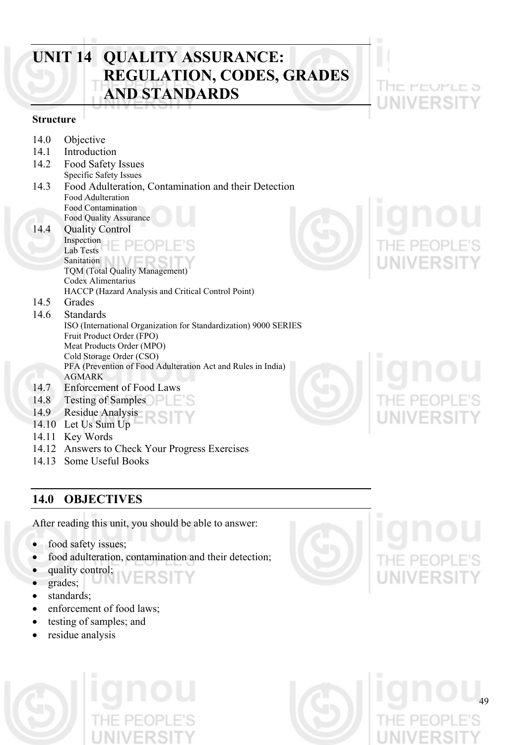# UNIT 14 QUALITY ASSURANCE: REGULATION, CODES, GRADES AND STANDARDS

**Structure**

14.0 Objective

14.1 Introduction

14.2 Food Safety Issues
- Specific Safety Issues

14.3 Food Adulteration, Contamination and their Detection
- Food Adulteration
- Food Contamination
- Food Quality Assurance

14.4 Quality Control
- Inspection
- Lab Tests
- Sanitation
- TQM (Total Quality Management)
- Codex Alimentarius
- HACCP (Hazard Analysis and Critical Control Point)

14.5 Grades

14.6 Standards
- ISO (International Organization for Standardization) 9000 SERIES
- Fruit Product Order (FPO)
- Meat Products Order (MPO)
- Cold Storage Order (CSO)
- PFA (Prevention of Food Adulteration Act and Rules in India)
- AGMARK

14.7 Enforcement of Food Laws

14.8 Testing of Samples

14.9 Residue Analysis

14.10 Let Us Sum Up

14.11 Key Words

14.12 Answers to Check Your Progress Exercises

14.13 Some Useful Books

## 14.0 OBJECTIVES

After reading this unit, you should be able to answer:

- food safety issues;
- food adulteration, contamination and their detection;
- quality control;
- grades;
- standards;
- enforcement of food laws;
- testing of samples; and
- residue analysis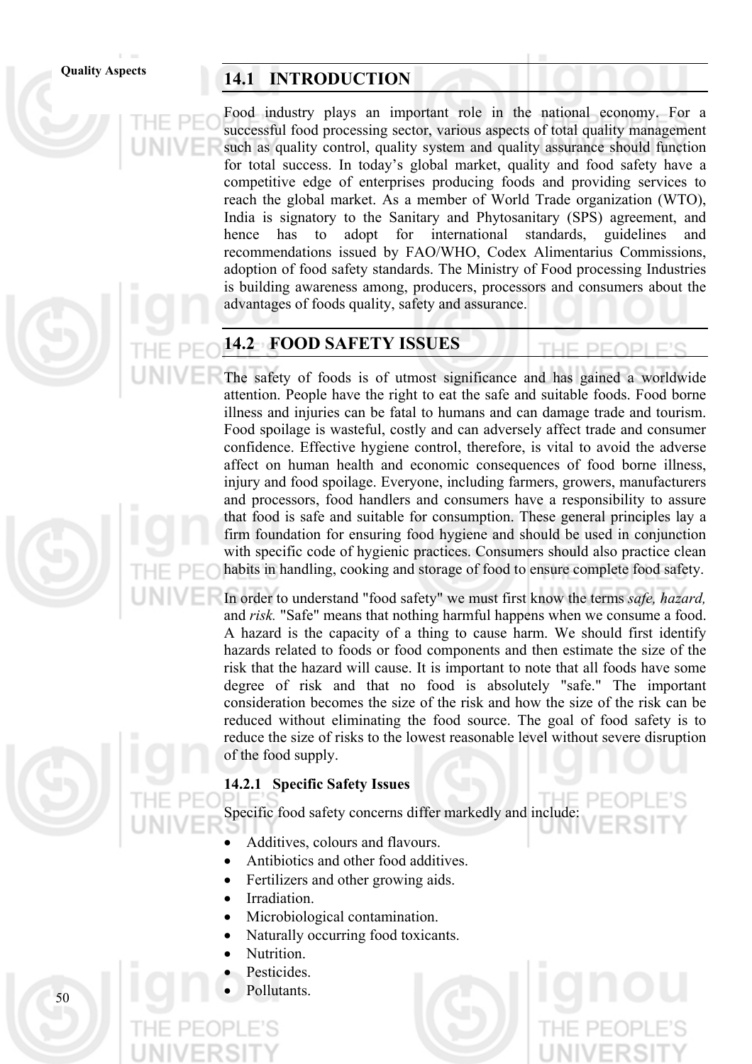## 14.1 INTRODUCTION

Food industry plays an important role in the national economy. For a successful food processing sector, various aspects of total quality management such as quality control, quality system and quality assurance should function for total success. In today's global market, quality and food safety have a competitive edge of enterprises producing foods and providing services to reach the global market. As a member of World Trade organization (WTO), India is signatory to the Sanitary and Phytosanitary (SPS) agreement, and hence has to adopt for international standards, guidelines and recommendations issued by FAO/WHO, Codex Alimentarius Commissions, adoption of food safety standards. The Ministry of Food processing Industries is building awareness among, producers, processors and consumers about the advantages of foods quality, safety and assurance.

## 14.2 FOOD SAFETY ISSUES

The safety of foods is of utmost significance and has gained a worldwide attention. People have the right to eat the safe and suitable foods. Food borne illness and injuries can be fatal to humans and can damage trade and tourism. Food spoilage is wasteful, costly and can adversely affect trade and consumer confidence. Effective hygiene control, therefore, is vital to avoid the adverse affect on human health and economic consequences of food borne illness, injury and food spoilage. Everyone, including farmers, growers, manufacturers and processors, food handlers and consumers have a responsibility to assure that food is safe and suitable for consumption. These general principles lay a firm foundation for ensuring food hygiene and should be used in conjunction with specific code of hygienic practices. Consumers should also practice clean habits in handling, cooking and storage of food to ensure complete food safety.

In order to understand "food safety" we must first know the terms *safe, hazard,* and *risk.* "Safe" means that nothing harmful happens when we consume a food. A hazard is the capacity of a thing to cause harm. We should first identify hazards related to foods or food components and then estimate the size of the risk that the hazard will cause. It is important to note that all foods have some degree of risk and that no food is absolutely "safe." The important consideration becomes the size of the risk and how the size of the risk can be reduced without eliminating the food source. The goal of food safety is to reduce the size of risks to the lowest reasonable level without severe disruption of the food supply.

### 14.2.1 Specific Safety Issues

Specific food safety concerns differ markedly and include:

- Additives, colours and flavours.
- Antibiotics and other food additives.
- Fertilizers and other growing aids.
- Irradiation.
- Microbiological contamination.
- Naturally occurring food toxicants.
- Nutrition.
- Pesticides.
- Pollutants.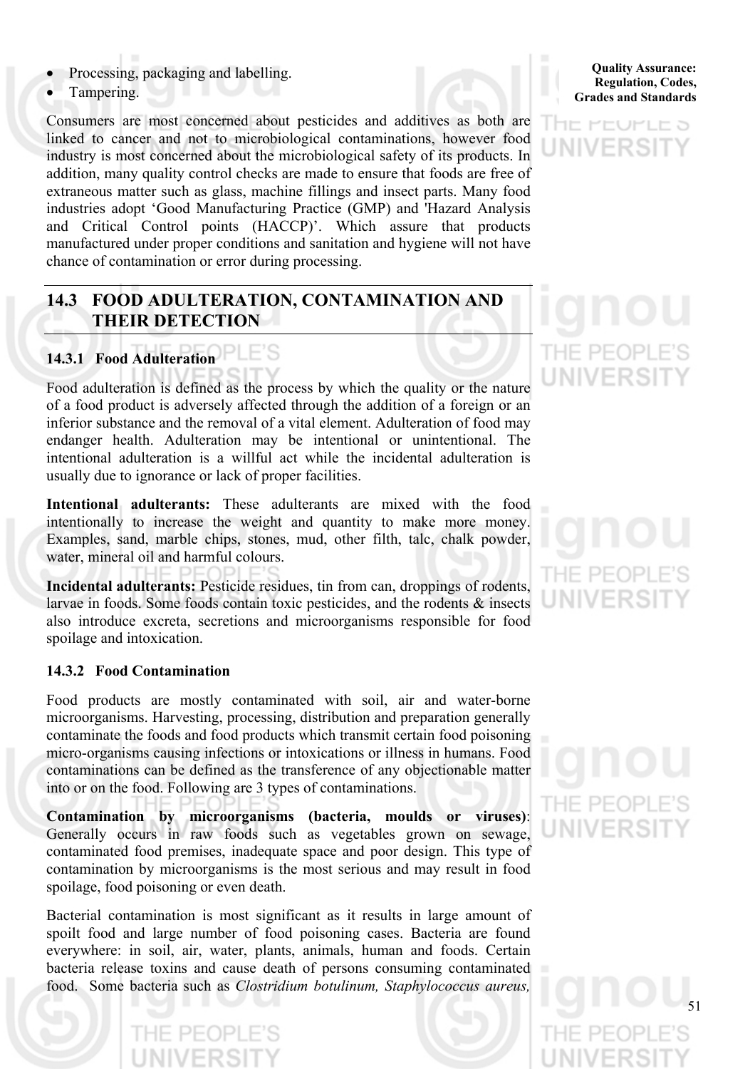- Processing, packaging and labelling.
- Tampering.

Consumers are most concerned about pesticides and additives as both are linked to cancer and not to microbiological contaminations, however food industry is most concerned about the microbiological safety of its products. In addition, many quality control checks are made to ensure that foods are free of extraneous matter such as glass, machine fillings and insect parts. Many food industries adopt 'Good Manufacturing Practice (GMP) and 'Hazard Analysis and Critical Control points (HACCP)'. Which assure that products manufactured under proper conditions and sanitation and hygiene will not have chance of contamination or error during processing.

## 14.3 FOOD ADULTERATION, CONTAMINATION AND THEIR DETECTION

### 14.3.1 Food Adulteration

Food adulteration is defined as the process by which the quality or the nature of a food product is adversely affected through the addition of a foreign or an inferior substance and the removal of a vital element. Adulteration of food may endanger health. Adulteration may be intentional or unintentional. The intentional adulteration is a willful act while the incidental adulteration is usually due to ignorance or lack of proper facilities.

**Intentional adulterants:** These adulterants are mixed with the food intentionally to increase the weight and quantity to make more money. Examples, sand, marble chips, stones, mud, other filth, talc, chalk powder, water, mineral oil and harmful colours.

**Incidental adulterants:** Pesticide residues, tin from can, droppings of rodents, larvae in foods. Some foods contain toxic pesticides, and the rodents & insects also introduce excreta, secretions and microorganisms responsible for food spoilage and intoxication.

### 14.3.2 Food Contamination

Food products are mostly contaminated with soil, air and water-borne microorganisms. Harvesting, processing, distribution and preparation generally contaminate the foods and food products which transmit certain food poisoning micro-organisms causing infections or intoxications or illness in humans. Food contaminations can be defined as the transference of any objectionable matter into or on the food. Following are 3 types of contaminations.

**Contamination by microorganisms (bacteria, moulds or viruses)**: Generally occurs in raw foods such as vegetables grown on sewage, contaminated food premises, inadequate space and poor design. This type of contamination by microorganisms is the most serious and may result in food spoilage, food poisoning or even death.

Bacterial contamination is most significant as it results in large amount of spoilt food and large number of food poisoning cases. Bacteria are found everywhere: in soil, air, water, plants, animals, human and foods. Certain bacteria release toxins and cause death of persons consuming contaminated food. Some bacteria such as *Clostridium botulinum, Staphylococcus aureus,*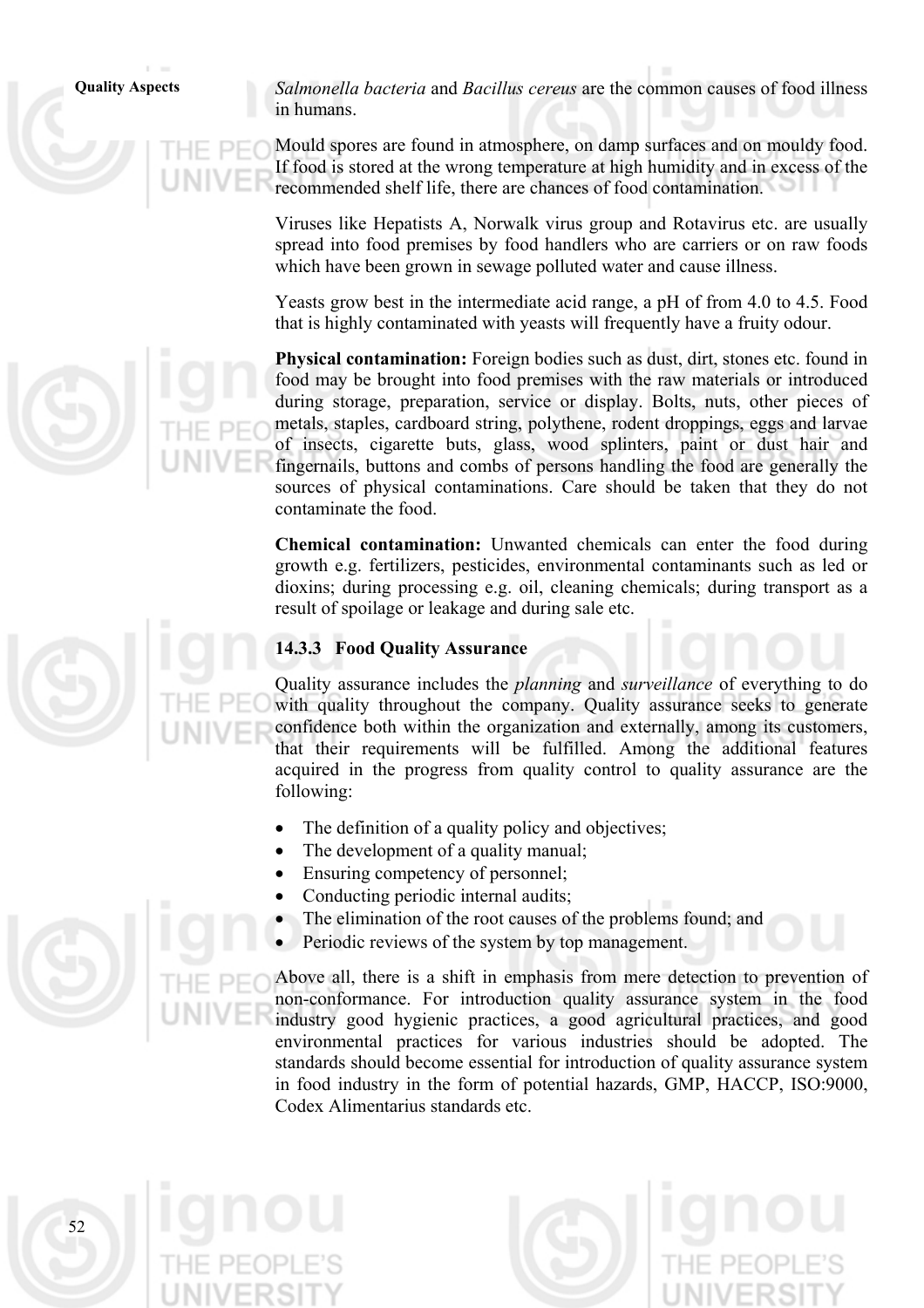*Salmonella bacteria* and *Bacillus cereus* are the common causes of food illness in humans.

Mould spores are found in atmosphere, on damp surfaces and on mouldy food. If food is stored at the wrong temperature at high humidity and in excess of the recommended shelf life, there are chances of food contamination.

Viruses like Hepatists A, Norwalk virus group and Rotavirus etc. are usually spread into food premises by food handlers who are carriers or on raw foods which have been grown in sewage polluted water and cause illness.

Yeasts grow best in the intermediate acid range, a pH of from 4.0 to 4.5. Food that is highly contaminated with yeasts will frequently have a fruity odour.

**Physical contamination:** Foreign bodies such as dust, dirt, stones etc. found in food may be brought into food premises with the raw materials or introduced during storage, preparation, service or display. Bolts, nuts, other pieces of metals, staples, cardboard string, polythene, rodent droppings, eggs and larvae of insects, cigarette buts, glass, wood splinters, paint or dust hair and fingernails, buttons and combs of persons handling the food are generally the sources of physical contaminations. Care should be taken that they do not contaminate the food.

**Chemical contamination:** Unwanted chemicals can enter the food during growth e.g. fertilizers, pesticides, environmental contaminants such as led or dioxins; during processing e.g. oil, cleaning chemicals; during transport as a result of spoilage or leakage and during sale etc.

### 14.3.3 Food Quality Assurance

Quality assurance includes the *planning* and *surveillance* of everything to do with quality throughout the company. Quality assurance seeks to generate confidence both within the organization and externally, among its customers, that their requirements will be fulfilled. Among the additional features acquired in the progress from quality control to quality assurance are the following:

- The definition of a quality policy and objectives;
- The development of a quality manual;
- Ensuring competency of personnel;
- Conducting periodic internal audits;
- The elimination of the root causes of the problems found; and
- Periodic reviews of the system by top management.

Above all, there is a shift in emphasis from mere detection to prevention of non-conformance. For introduction quality assurance system in the food industry good hygienic practices, a good agricultural practices, and good environmental practices for various industries should be adopted. The standards should become essential for introduction of quality assurance system in food industry in the form of potential hazards, GMP, HACCP, ISO:9000, Codex Alimentarius standards etc.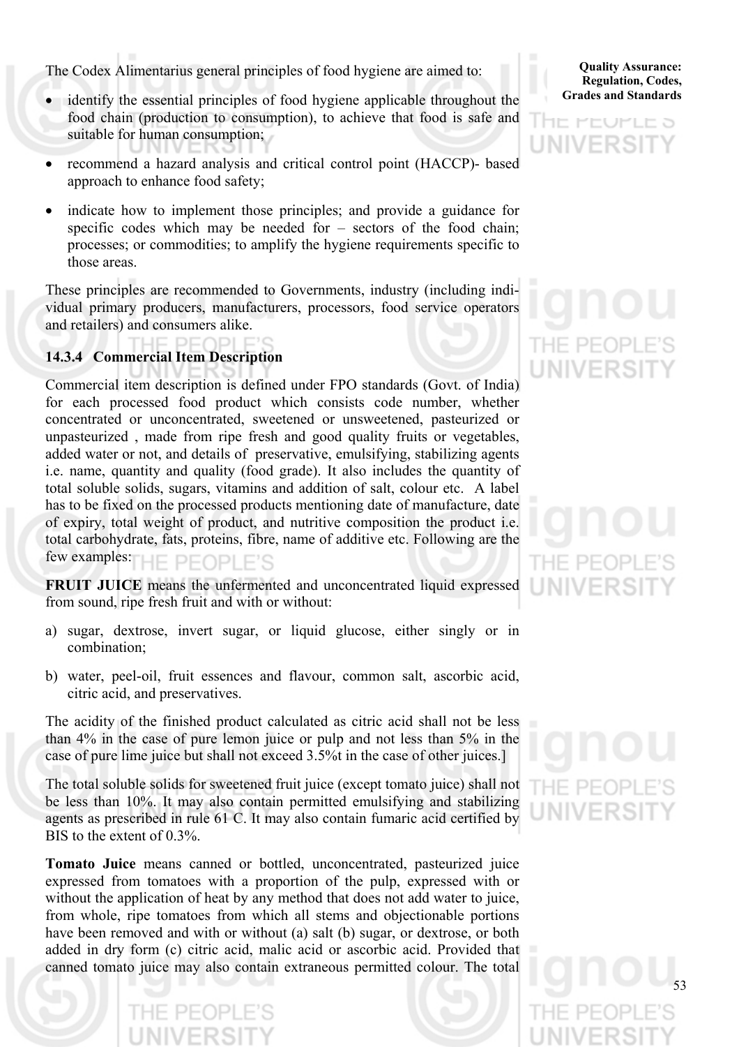The Codex Alimentarius general principles of food hygiene are aimed to:

- identify the essential principles of food hygiene applicable throughout the food chain (production to consumption), to achieve that food is safe and suitable for human consumption;
- recommend a hazard analysis and critical control point (HACCP)- based approach to enhance food safety;
- indicate how to implement those principles; and provide a guidance for specific codes which may be needed for – sectors of the food chain; processes; or commodities; to amplify the hygiene requirements specific to those areas.

These principles are recommended to Governments, industry (including individual primary producers, manufacturers, processors, food service operators and retailers) and consumers alike.

### 14.3.4 Commercial Item Description

Commercial item description is defined under FPO standards (Govt. of India) for each processed food product which consists code number, whether concentrated or unconcentrated, sweetened or unsweetened, pasteurized or unpasteurized , made from ripe fresh and good quality fruits or vegetables, added water or not, and details of preservative, emulsifying, stabilizing agents i.e. name, quantity and quality (food grade). It also includes the quantity of total soluble solids, sugars, vitamins and addition of salt, colour etc. A label has to be fixed on the processed products mentioning date of manufacture, date of expiry, total weight of product, and nutritive composition the product i.e. total carbohydrate, fats, proteins, fibre, name of additive etc. Following are the few examples:

**FRUIT JUICE** means the unfermented and unconcentrated liquid expressed from sound, ripe fresh fruit and with or without:

a) sugar, dextrose, invert sugar, or liquid glucose, either singly or in combination;

b) water, peel-oil, fruit essences and flavour, common salt, ascorbic acid, citric acid, and preservatives.

The acidity of the finished product calculated as citric acid shall not be less than 4% in the case of pure lemon juice or pulp and not less than 5% in the case of pure lime juice but shall not exceed 3.5%t in the case of other juices.]

The total soluble solids for sweetened fruit juice (except tomato juice) shall not be less than 10%. It may also contain permitted emulsifying and stabilizing agents as prescribed in rule 61 C. It may also contain fumaric acid certified by BIS to the extent of 0.3%.

**Tomato Juice** means canned or bottled, unconcentrated, pasteurized juice expressed from tomatoes with a proportion of the pulp, expressed with or without the application of heat by any method that does not add water to juice, from whole, ripe tomatoes from which all stems and objectionable portions have been removed and with or without (a) salt (b) sugar, or dextrose, or both added in dry form (c) citric acid, malic acid or ascorbic acid. Provided that canned tomato juice may also contain extraneous permitted colour. The total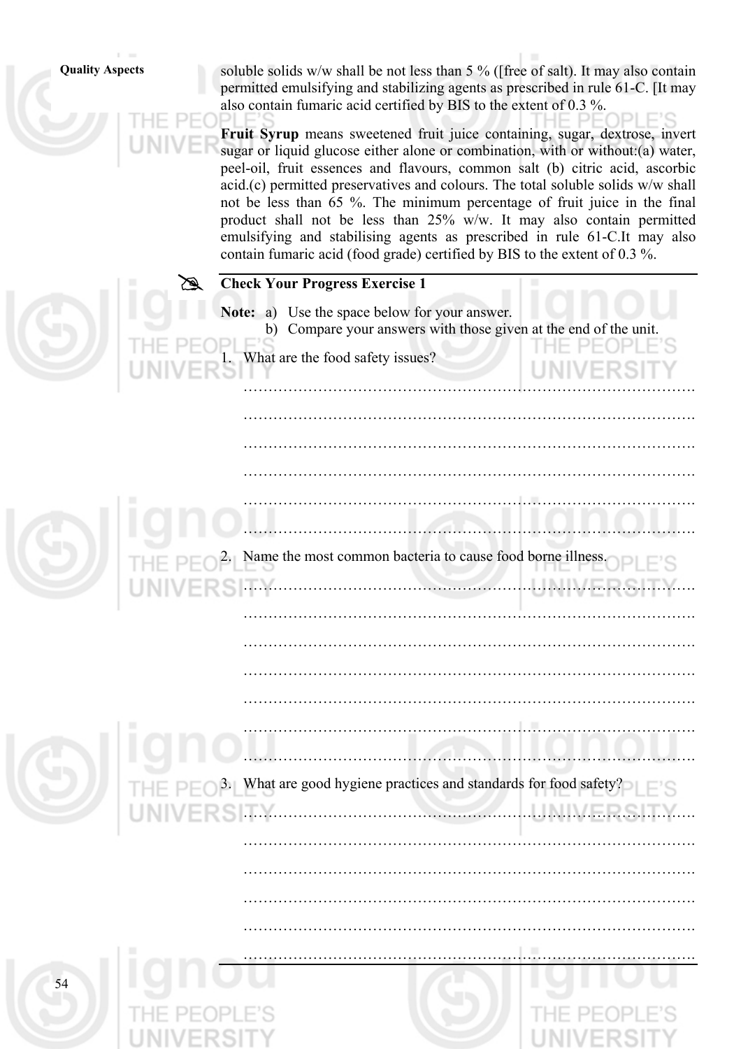soluble solids w/w shall be not less than 5 % ([free of salt). It may also contain permitted emulsifying and stabilizing agents as prescribed in rule 61-C. [It may also contain fumaric acid certified by BIS to the extent of 0.3 %.

**Fruit Syrup** means sweetened fruit juice containing, sugar, dextrose, invert sugar or liquid glucose either alone or combination, with or without:(a) water, peel-oil, fruit essences and flavours, common salt (b) citric acid, ascorbic acid.(c) permitted preservatives and colours. The total soluble solids w/w shall not be less than 65 %. The minimum percentage of fruit juice in the final product shall not be less than 25% w/w. It may also contain permitted emulsifying and stabilising agents as prescribed in rule 61-C.It may also contain fumaric acid (food grade) certified by BIS to the extent of 0.3 %.

**Check Your Progress Exercise 1**

**Note:** a) Use the space below for your answer.
b) Compare your answers with those given at the end of the unit.

1. What are the food safety issues?

……………………………………………………………………………….
……………………………………………………………………………….
……………………………………………………………………………….
……………………………………………………………………………….
……………………………………………………………………………….
……………………………………………………………………………….

2. Name the most common bacteria to cause food borne illness.

……………………………………………………………………………….
……………………………………………………………………………….
……………………………………………………………………………….
……………………………………………………………………………….
……………………………………………………………………………….
……………………………………………………………………………….
……………………………………………………………………………….

3. What are good hygiene practices and standards for food safety?

……………………………………………………………………………….
……………………………………………………………………………….
……………………………………………………………………………….
……………………………………………………………………………….
……………………………………………………………………………….
……………………………………………………………………………….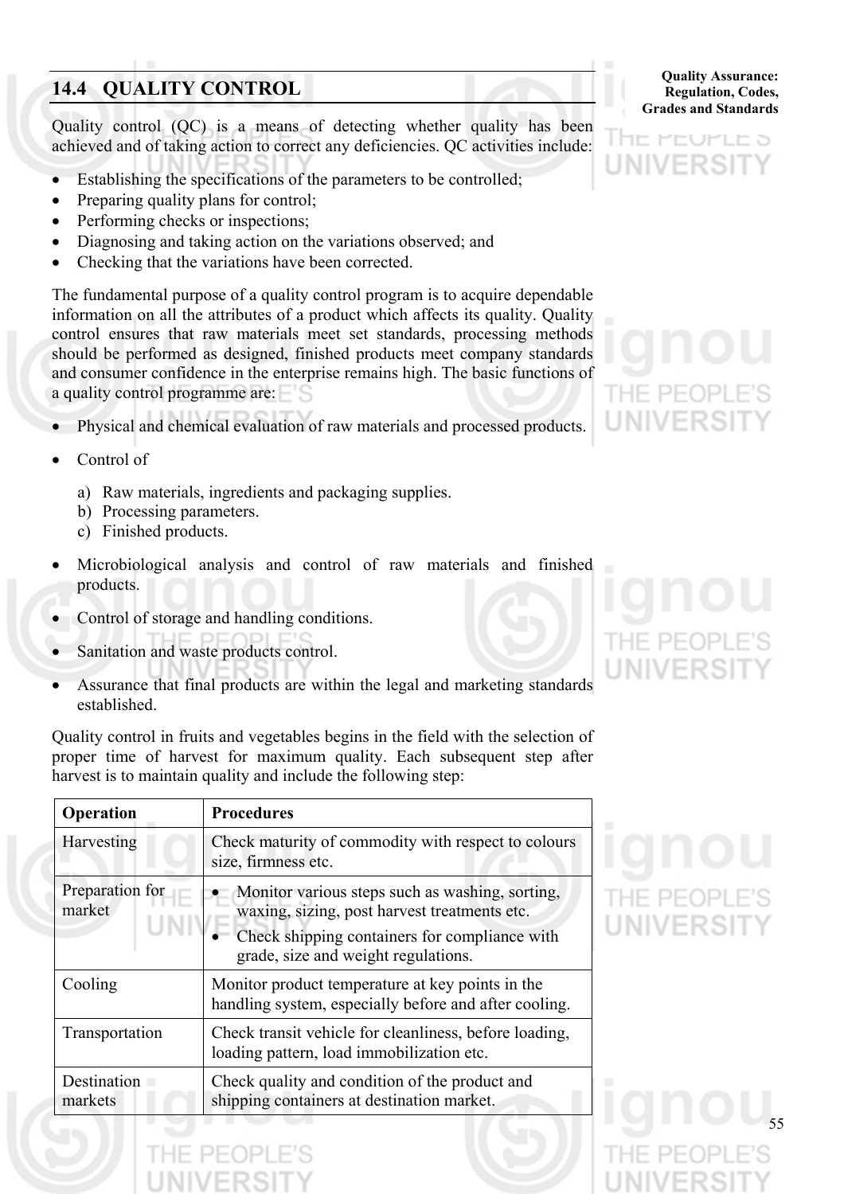## 14.4 QUALITY CONTROL

Quality control (QC) is a means of detecting whether quality has been achieved and of taking action to correct any deficiencies. QC activities include:

- Establishing the specifications of the parameters to be controlled;
- Preparing quality plans for control;
- Performing checks or inspections;
- Diagnosing and taking action on the variations observed; and
- Checking that the variations have been corrected.

The fundamental purpose of a quality control program is to acquire dependable information on all the attributes of a product which affects its quality. Quality control ensures that raw materials meet set standards, processing methods should be performed as designed, finished products meet company standards and consumer confidence in the enterprise remains high. The basic functions of a quality control programme are:

- Physical and chemical evaluation of raw materials and processed products.
- Control of
  a) Raw materials, ingredients and packaging supplies.
  b) Processing parameters.
  c) Finished products.
- Microbiological analysis and control of raw materials and finished products.
- Control of storage and handling conditions.
- Sanitation and waste products control.
- Assurance that final products are within the legal and marketing standards established.

Quality control in fruits and vegetables begins in the field with the selection of proper time of harvest for maximum quality. Each subsequent step after harvest is to maintain quality and include the following step:

| Operation | Procedures |
|---|---|
| Harvesting | Check maturity of commodity with respect to colours size, firmness etc. |
| Preparation for market | • Monitor various steps such as washing, sorting, waxing, sizing, post harvest treatments etc.<br>• Check shipping containers for compliance with grade, size and weight regulations. |
| Cooling | Monitor product temperature at key points in the handling system, especially before and after cooling. |
| Transportation | Check transit vehicle for cleanliness, before loading, loading pattern, load immobilization etc. |
| Destination markets | Check quality and condition of the product and shipping containers at destination market. |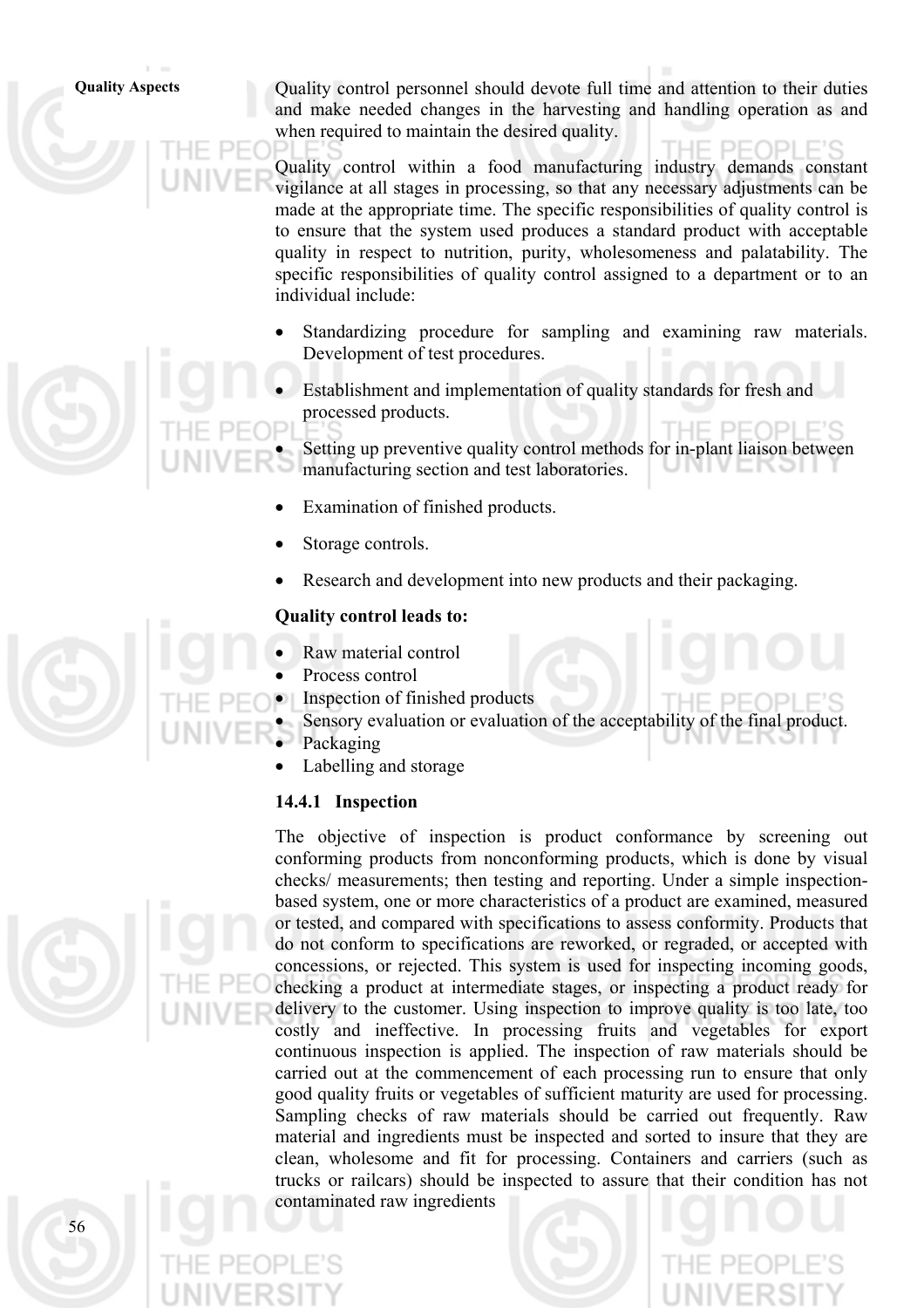Quality control personnel should devote full time and attention to their duties and make needed changes in the harvesting and handling operation as and when required to maintain the desired quality.

Quality control within a food manufacturing industry demands constant vigilance at all stages in processing, so that any necessary adjustments can be made at the appropriate time. The specific responsibilities of quality control is to ensure that the system used produces a standard product with acceptable quality in respect to nutrition, purity, wholesomeness and palatability. The specific responsibilities of quality control assigned to a department or to an individual include:

- Standardizing procedure for sampling and examining raw materials. Development of test procedures.
- Establishment and implementation of quality standards for fresh and processed products.
- Setting up preventive quality control methods for in-plant liaison between manufacturing section and test laboratories.
- Examination of finished products.
- Storage controls.
- Research and development into new products and their packaging.

**Quality control leads to:**

- Raw material control
- Process control
- Inspection of finished products
- Sensory evaluation or evaluation of the acceptability of the final product.
- Packaging
- Labelling and storage

### 14.4.1 Inspection

The objective of inspection is product conformance by screening out conforming products from nonconforming products, which is done by visual checks/ measurements; then testing and reporting. Under a simple inspection-based system, one or more characteristics of a product are examined, measured or tested, and compared with specifications to assess conformity. Products that do not conform to specifications are reworked, or regraded, or accepted with concessions, or rejected. This system is used for inspecting incoming goods, checking a product at intermediate stages, or inspecting a product ready for delivery to the customer. Using inspection to improve quality is too late, too costly and ineffective. In processing fruits and vegetables for export continuous inspection is applied. The inspection of raw materials should be carried out at the commencement of each processing run to ensure that only good quality fruits or vegetables of sufficient maturity are used for processing. Sampling checks of raw materials should be carried out frequently. Raw material and ingredients must be inspected and sorted to insure that they are clean, wholesome and fit for processing. Containers and carriers (such as trucks or railcars) should be inspected to assure that their condition has not contaminated raw ingredients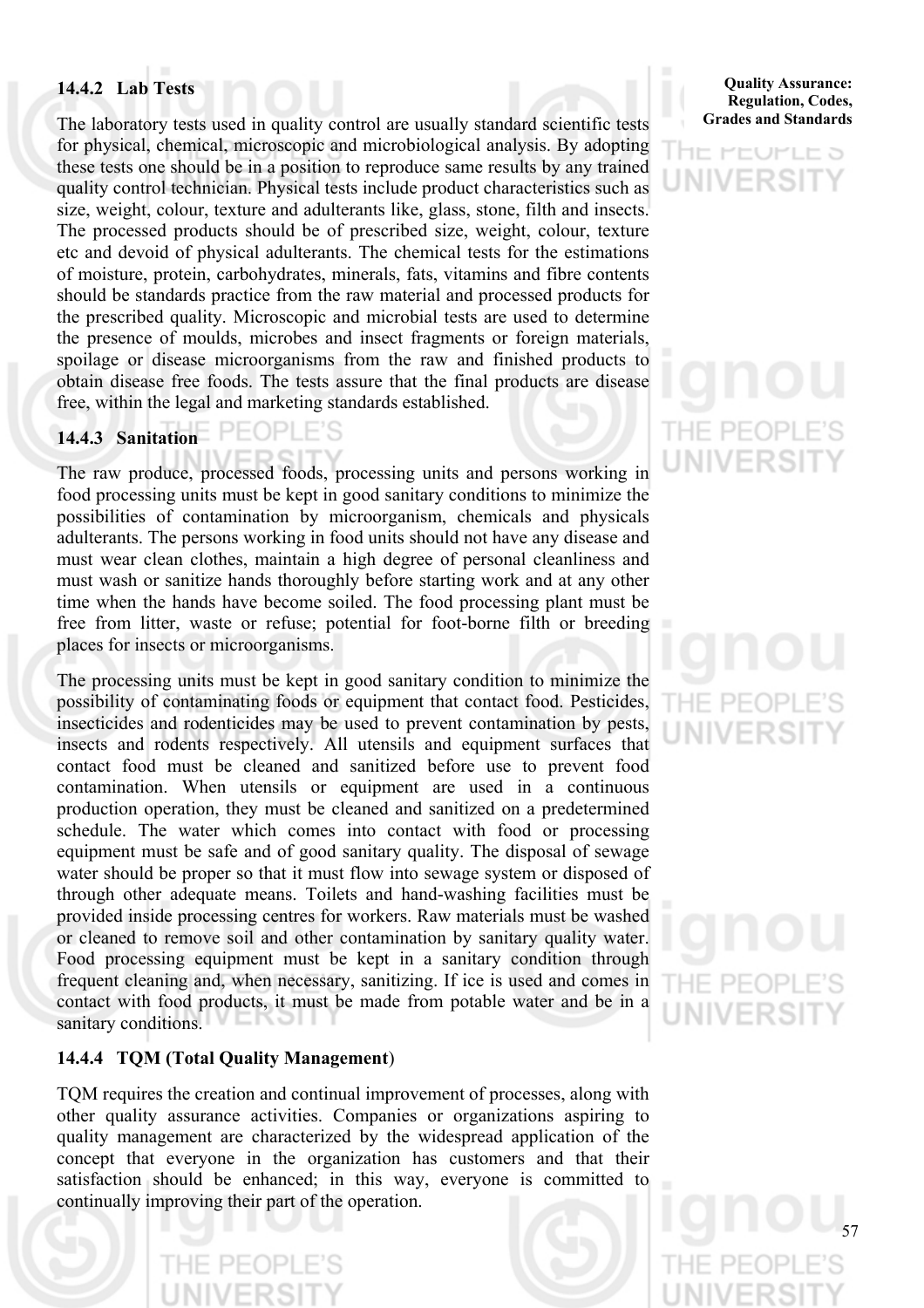### 14.4.2 Lab Tests

The laboratory tests used in quality control are usually standard scientific tests for physical, chemical, microscopic and microbiological analysis. By adopting these tests one should be in a position to reproduce same results by any trained quality control technician. Physical tests include product characteristics such as size, weight, colour, texture and adulterants like, glass, stone, filth and insects. The processed products should be of prescribed size, weight, colour, texture etc and devoid of physical adulterants. The chemical tests for the estimations of moisture, protein, carbohydrates, minerals, fats, vitamins and fibre contents should be standards practice from the raw material and processed products for the prescribed quality. Microscopic and microbial tests are used to determine the presence of moulds, microbes and insect fragments or foreign materials, spoilage or disease microorganisms from the raw and finished products to obtain disease free foods. The tests assure that the final products are disease free, within the legal and marketing standards established.

### 14.4.3 Sanitation

The raw produce, processed foods, processing units and persons working in food processing units must be kept in good sanitary conditions to minimize the possibilities of contamination by microorganism, chemicals and physicals adulterants. The persons working in food units should not have any disease and must wear clean clothes, maintain a high degree of personal cleanliness and must wash or sanitize hands thoroughly before starting work and at any other time when the hands have become soiled. The food processing plant must be free from litter, waste or refuse; potential for foot-borne filth or breeding places for insects or microorganisms.

The processing units must be kept in good sanitary condition to minimize the possibility of contaminating foods or equipment that contact food. Pesticides, insecticides and rodenticides may be used to prevent contamination by pests, insects and rodents respectively. All utensils and equipment surfaces that contact food must be cleaned and sanitized before use to prevent food contamination. When utensils or equipment are used in a continuous production operation, they must be cleaned and sanitized on a predetermined schedule. The water which comes into contact with food or processing equipment must be safe and of good sanitary quality. The disposal of sewage water should be proper so that it must flow into sewage system or disposed of through other adequate means. Toilets and hand-washing facilities must be provided inside processing centres for workers. Raw materials must be washed or cleaned to remove soil and other contamination by sanitary quality water. Food processing equipment must be kept in a sanitary condition through frequent cleaning and, when necessary, sanitizing. If ice is used and comes in contact with food products, it must be made from potable water and be in a sanitary conditions.

### 14.4.4 TQM (Total Quality Management)

TQM requires the creation and continual improvement of processes, along with other quality assurance activities. Companies or organizations aspiring to quality management are characterized by the widespread application of the concept that everyone in the organization has customers and that their satisfaction should be enhanced; in this way, everyone is committed to continually improving their part of the operation.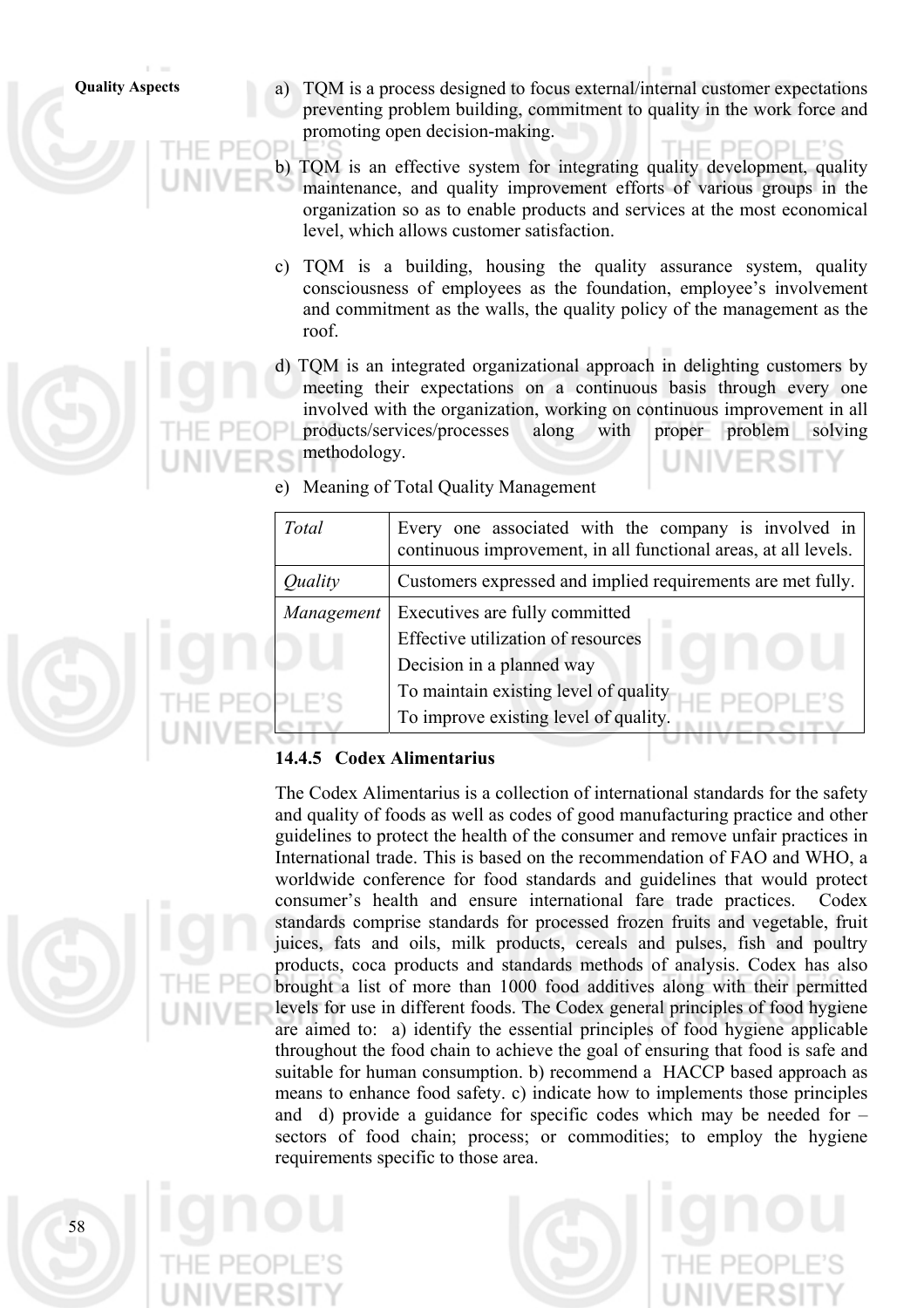a) TQM is a process designed to focus external/internal customer expectations preventing problem building, commitment to quality in the work force and promoting open decision-making.

b) TQM is an effective system for integrating quality development, quality maintenance, and quality improvement efforts of various groups in the organization so as to enable products and services at the most economical level, which allows customer satisfaction.

c) TQM is a building, housing the quality assurance system, quality consciousness of employees as the foundation, employee's involvement and commitment as the walls, the quality policy of the management as the roof.

d) TQM is an integrated organizational approach in delighting customers by meeting their expectations on a continuous basis through every one involved with the organization, working on continuous improvement in all products/services/processes along with proper problem solving methodology.

e) Meaning of Total Quality Management

| | |
|---|---|
| *Total* | Every one associated with the company is involved in continuous improvement, in all functional areas, at all levels. |
| *Quality* | Customers expressed and implied requirements are met fully. |
| *Management* | Executives are fully committed<br>Effective utilization of resources<br>Decision in a planned way<br>To maintain existing level of quality<br>To improve existing level of quality. |

### 14.4.5 Codex Alimentarius

The Codex Alimentarius is a collection of international standards for the safety and quality of foods as well as codes of good manufacturing practice and other guidelines to protect the health of the consumer and remove unfair practices in International trade. This is based on the recommendation of FAO and WHO, a worldwide conference for food standards and guidelines that would protect consumer's health and ensure international fare trade practices. Codex standards comprise standards for processed frozen fruits and vegetable, fruit juices, fats and oils, milk products, cereals and pulses, fish and poultry products, coca products and standards methods of analysis. Codex has also brought a list of more than 1000 food additives along with their permitted levels for use in different foods. The Codex general principles of food hygiene are aimed to: a) identify the essential principles of food hygiene applicable throughout the food chain to achieve the goal of ensuring that food is safe and suitable for human consumption. b) recommend a HACCP based approach as means to enhance food safety. c) indicate how to implements those principles and d) provide a guidance for specific codes which may be needed for – sectors of food chain; process; or commodities; to employ the hygiene requirements specific to those area.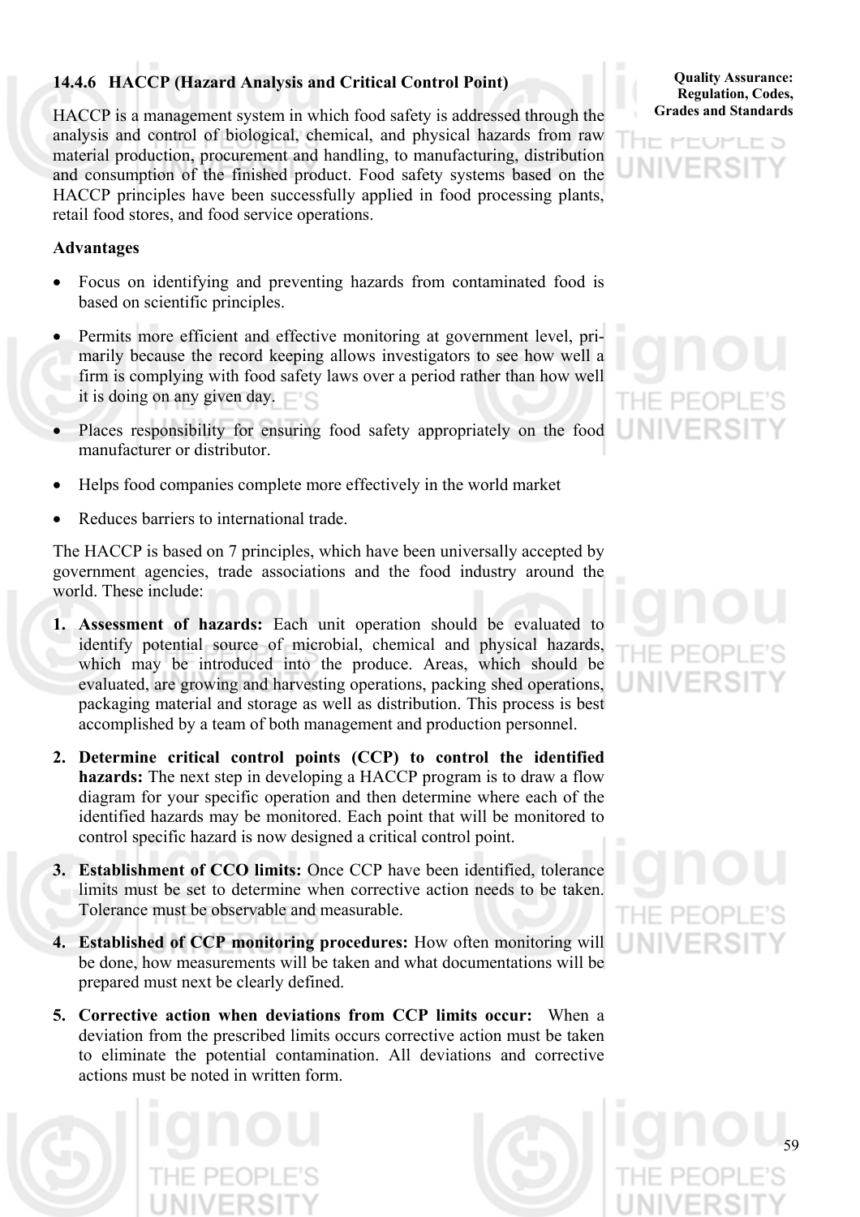### 14.4.6 HACCP (Hazard Analysis and Critical Control Point)

HACCP is a management system in which food safety is addressed through the analysis and control of biological, chemical, and physical hazards from raw material production, procurement and handling, to manufacturing, distribution and consumption of the finished product. Food safety systems based on the HACCP principles have been successfully applied in food processing plants, retail food stores, and food service operations.

**Advantages**

- Focus on identifying and preventing hazards from contaminated food is based on scientific principles.
- Permits more efficient and effective monitoring at government level, primarily because the record keeping allows investigators to see how well a firm is complying with food safety laws over a period rather than how well it is doing on any given day.
- Places responsibility for ensuring food safety appropriately on the food manufacturer or distributor.
- Helps food companies complete more effectively in the world market
- Reduces barriers to international trade.

The HACCP is based on 7 principles, which have been universally accepted by government agencies, trade associations and the food industry around the world. These include:

1. **Assessment of hazards:** Each unit operation should be evaluated to identify potential source of microbial, chemical and physical hazards, which may be introduced into the produce. Areas, which should be evaluated, are growing and harvesting operations, packing shed operations, packaging material and storage as well as distribution. This process is best accomplished by a team of both management and production personnel.
2. **Determine critical control points (CCP) to control the identified hazards:** The next step in developing a HACCP program is to draw a flow diagram for your specific operation and then determine where each of the identified hazards may be monitored. Each point that will be monitored to control specific hazard is now designed a critical control point.
3. **Establishment of CCO limits:** Once CCP have been identified, tolerance limits must be set to determine when corrective action needs to be taken. Tolerance must be observable and measurable.
4. **Established of CCP monitoring procedures:** How often monitoring will be done, how measurements will be taken and what documentations will be prepared must next be clearly defined.
5. **Corrective action when deviations from CCP limits occur:** When a deviation from the prescribed limits occurs corrective action must be taken to eliminate the potential contamination. All deviations and corrective actions must be noted in written form.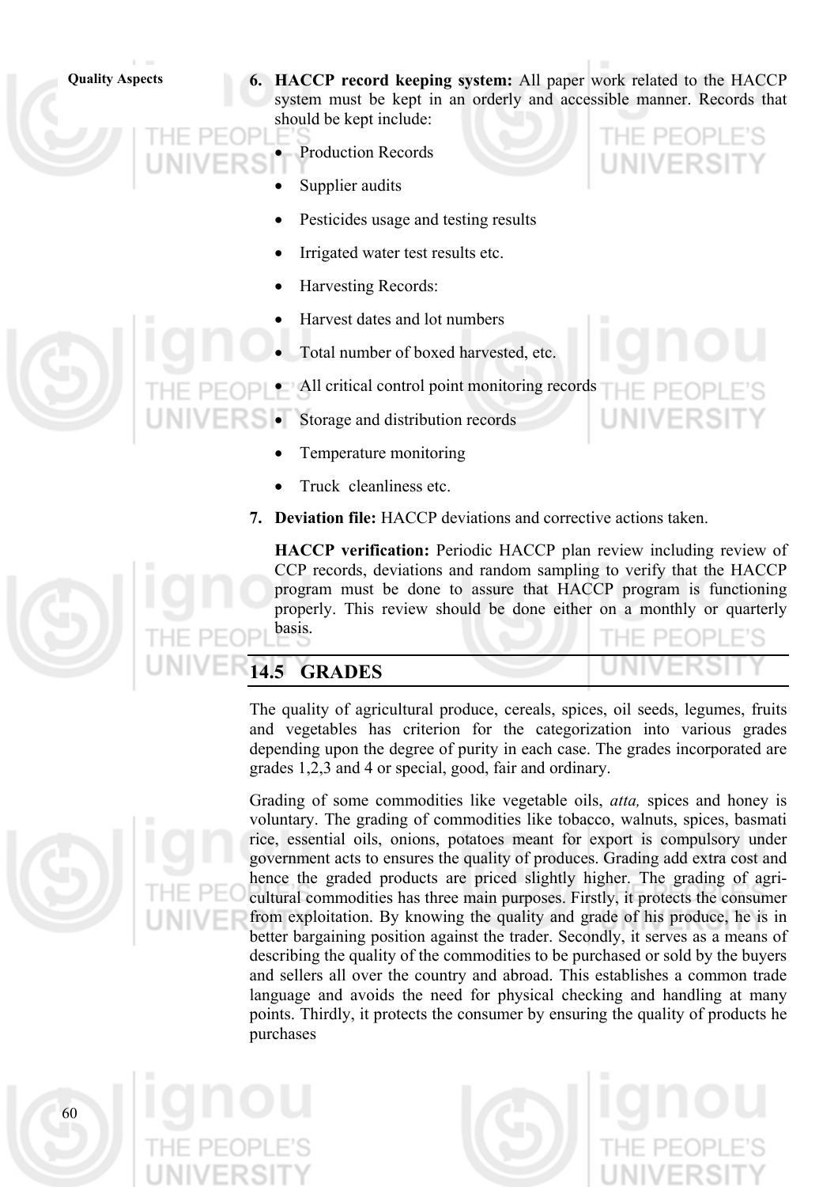6. **HACCP record keeping system:** All paper work related to the HACCP system must be kept in an orderly and accessible manner. Records that should be kept include:

   - Production Records
   - Supplier audits
   - Pesticides usage and testing results
   - Irrigated water test results etc.
   - Harvesting Records:
   - Harvest dates and lot numbers
   - Total number of boxed harvested, etc.
   - All critical control point monitoring records
   - Storage and distribution records
   - Temperature monitoring
   - Truck cleanliness etc.

7. **Deviation file:** HACCP deviations and corrective actions taken.

   **HACCP verification:** Periodic HACCP plan review including review of CCP records, deviations and random sampling to verify that the HACCP program must be done to assure that HACCP program is functioning properly. This review should be done either on a monthly or quarterly basis.

## 14.5 GRADES

The quality of agricultural produce, cereals, spices, oil seeds, legumes, fruits and vegetables has criterion for the categorization into various grades depending upon the degree of purity in each case. The grades incorporated are grades 1,2,3 and 4 or special, good, fair and ordinary.

Grading of some commodities like vegetable oils, *atta,* spices and honey is voluntary. The grading of commodities like tobacco, walnuts, spices, basmati rice, essential oils, onions, potatoes meant for export is compulsory under government acts to ensures the quality of produces. Grading add extra cost and hence the graded products are priced slightly higher. The grading of agri-cultural commodities has three main purposes. Firstly, it protects the consumer from exploitation. By knowing the quality and grade of his produce, he is in better bargaining position against the trader. Secondly, it serves as a means of describing the quality of the commodities to be purchased or sold by the buyers and sellers all over the country and abroad. This establishes a common trade language and avoids the need for physical checking and handling at many points. Thirdly, it protects the consumer by ensuring the quality of products he purchases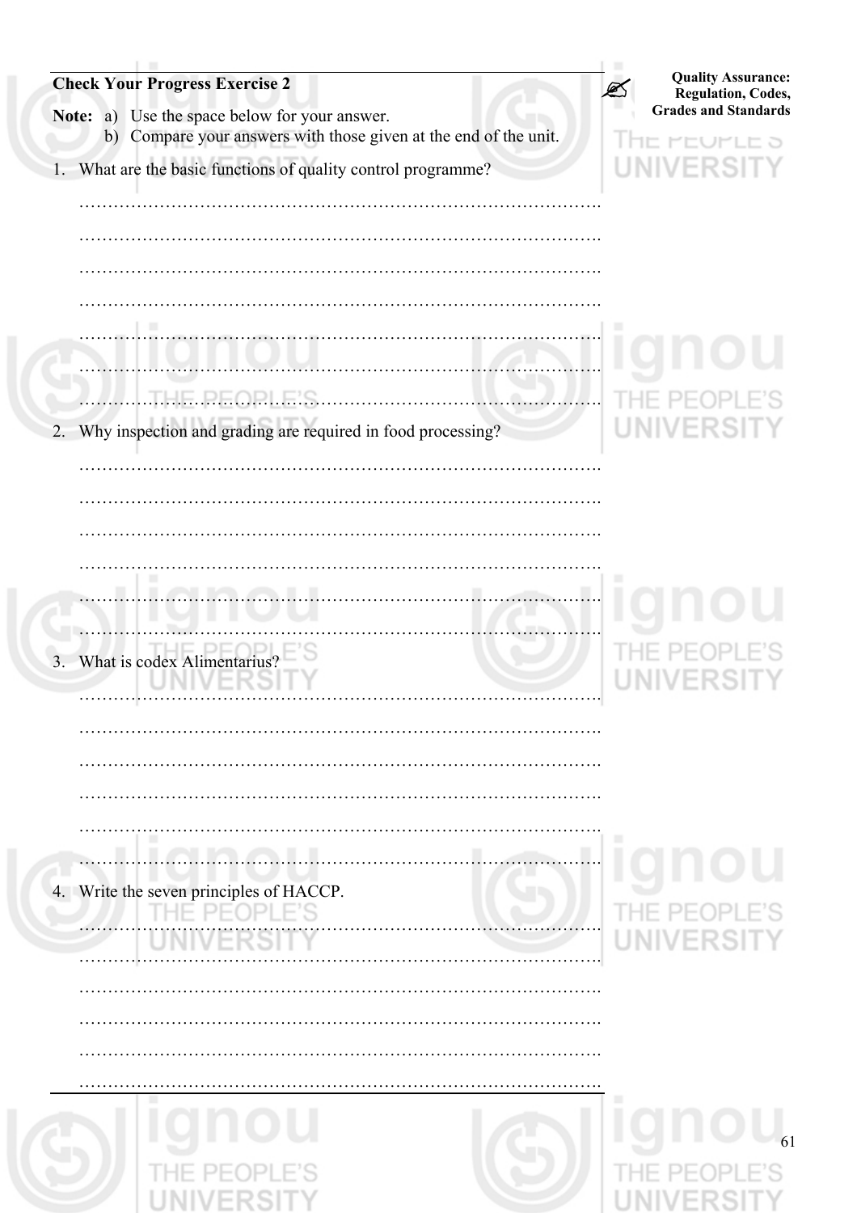## Check Your Progress Exercise 2

**Note:** a) Use the space below for your answer.

b) Compare your answers with those given at the end of the unit.

1. What are the basic functions of quality control programme?

……………………………………………………………………………….

……………………………………………………………………………….

……………………………………………………………………………….

……………………………………………………………………………….

……………………………………………………………………………….

……………………………………………………………………………….

……………………………………………………………………………….

2. Why inspection and grading are required in food processing?

……………………………………………………………………………….

……………………………………………………………………………….

……………………………………………………………………………….

……………………………………………………………………………….

……………………………………………………………………………….

……………………………………………………………………………….

3. What is codex Alimentarius?

……………………………………………………………………………….

……………………………………………………………………………….

……………………………………………………………………………….

……………………………………………………………………………….

……………………………………………………………………………….

……………………………………………………………………………….

4. Write the seven principles of HACCP.

……………………………………………………………………………….

……………………………………………………………………………….

……………………………………………………………………………….

……………………………………………………………………………….

……………………………………………………………………………….

……………………………………………………………………………….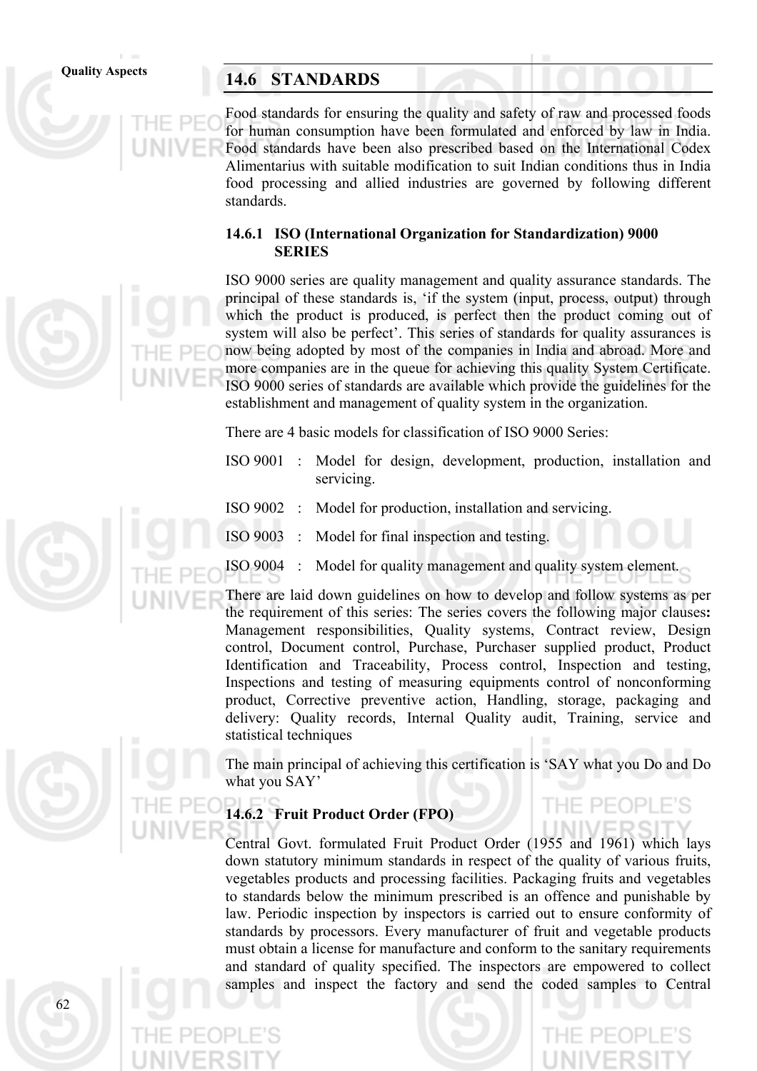## 14.6 STANDARDS

Food standards for ensuring the quality and safety of raw and processed foods for human consumption have been formulated and enforced by law in India. Food standards have been also prescribed based on the International Codex Alimentarius with suitable modification to suit Indian conditions thus in India food processing and allied industries are governed by following different standards.

### 14.6.1 ISO (International Organization for Standardization) 9000 SERIES

ISO 9000 series are quality management and quality assurance standards. The principal of these standards is, 'if the system (input, process, output) through which the product is produced, is perfect then the product coming out of system will also be perfect'. This series of standards for quality assurances is now being adopted by most of the companies in India and abroad. More and more companies are in the queue for achieving this quality System Certificate. ISO 9000 series of standards are available which provide the guidelines for the establishment and management of quality system in the organization.

There are 4 basic models for classification of ISO 9000 Series:

ISO 9001 : Model for design, development, production, installation and servicing.

ISO 9002 : Model for production, installation and servicing.

ISO 9003 : Model for final inspection and testing.

ISO 9004 : Model for quality management and quality system element.

There are laid down guidelines on how to develop and follow systems as per the requirement of this series: The series covers the following major clauses**:** Management responsibilities, Quality systems, Contract review, Design control, Document control, Purchase, Purchaser supplied product, Product Identification and Traceability, Process control, Inspection and testing, Inspections and testing of measuring equipments control of nonconforming product, Corrective preventive action, Handling, storage, packaging and delivery: Quality records, Internal Quality audit, Training, service and statistical techniques

The main principal of achieving this certification is 'SAY what you Do and Do what you SAY'

### 14.6.2 Fruit Product Order (FPO)

Central Govt. formulated Fruit Product Order (1955 and 1961) which lays down statutory minimum standards in respect of the quality of various fruits, vegetables products and processing facilities. Packaging fruits and vegetables to standards below the minimum prescribed is an offence and punishable by law. Periodic inspection by inspectors is carried out to ensure conformity of standards by processors. Every manufacturer of fruit and vegetable products must obtain a license for manufacture and conform to the sanitary requirements and standard of quality specified. The inspectors are empowered to collect samples and inspect the factory and send the coded samples to Central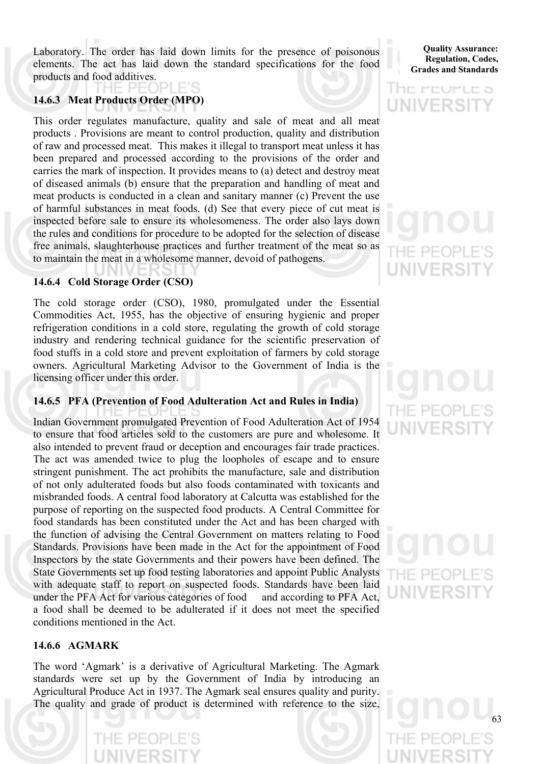Laboratory. The order has laid down limits for the presence of poisonous elements. The act has laid down the standard specifications for the food products and food additives.

### 14.6.3 Meat Products Order (MPO)

This order regulates manufacture, quality and sale of meat and all meat products . Provisions are meant to control production, quality and distribution of raw and processed meat. This makes it illegal to transport meat unless it has been prepared and processed according to the provisions of the order and carries the mark of inspection. It provides means to (a) detect and destroy meat of diseased animals (b) ensure that the preparation and handling of meat and meat products is conducted in a clean and sanitary manner (c) Prevent the use of harmful substances in meat foods. (d) See that every piece of cut meat is inspected before sale to ensure its wholesomeness. The order also lays down the rules and conditions for procedure to be adopted for the selection of disease free animals, slaughterhouse practices and further treatment of the meat so as to maintain the meat in a wholesome manner, devoid of pathogens.

### 14.6.4 Cold Storage Order (CSO)

The cold storage order (CSO), 1980, promulgated under the Essential Commodities Act, 1955, has the objective of ensuring hygienic and proper refrigeration conditions in a cold store, regulating the growth of cold storage industry and rendering technical guidance for the scientific preservation of food stuffs in a cold store and prevent exploitation of farmers by cold storage owners. Agricultural Marketing Advisor to the Government of India is the licensing officer under this order.

### 14.6.5 PFA (Prevention of Food Adulteration Act and Rules in India)

Indian Government promulgated Prevention of Food Adulteration Act of 1954 to ensure that food articles sold to the customers are pure and wholesome. It also intended to prevent fraud or deception and encourages fair trade practices. The act was amended twice to plug the loopholes of escape and to ensure stringent punishment. The act prohibits the manufacture, sale and distribution of not only adulterated foods but also foods contaminated with toxicants and misbranded foods. A central food laboratory at Calcutta was established for the purpose of reporting on the suspected food products. A Central Committee for food standards has been constituted under the Act and has been charged with the function of advising the Central Government on matters relating to Food Standards. Provisions have been made in the Act for the appointment of Food Inspectors by the state Governments and their powers have been defined. The State Governments set up food testing laboratories and appoint Public Analysts with adequate staff to report on suspected foods. Standards have been laid under the PFA Act for various categories of food and according to PFA Act, a food shall be deemed to be adulterated if it does not meet the specified conditions mentioned in the Act.

### 14.6.6 AGMARK

The word 'Agmark' is a derivative of Agricultural Marketing. The Agmark standards were set up by the Government of India by introducing an Agricultural Produce Act in 1937. The Agmark seal ensures quality and purity. The quality and grade of product is determined with reference to the size,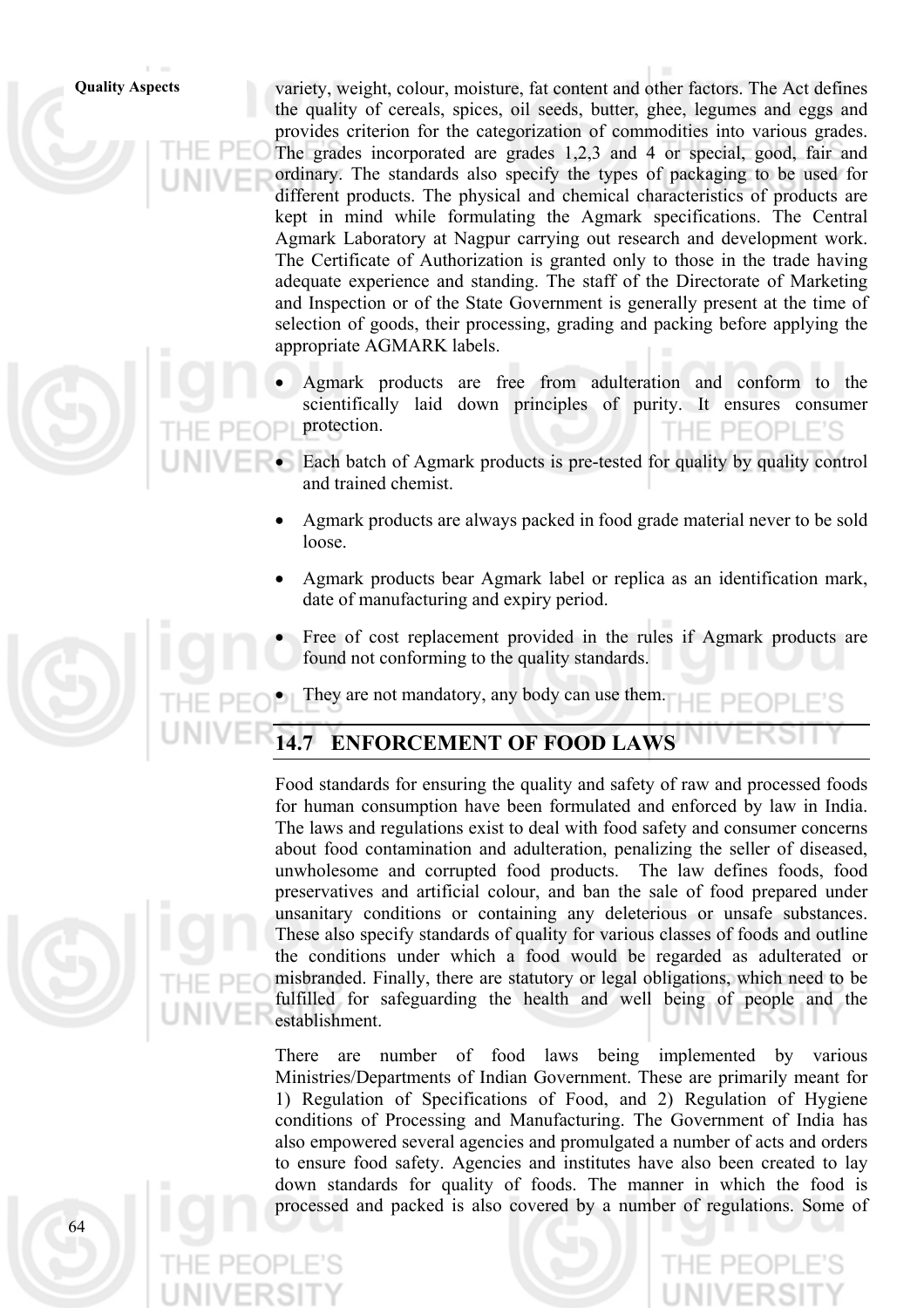variety, weight, colour, moisture, fat content and other factors. The Act defines the quality of cereals, spices, oil seeds, butter, ghee, legumes and eggs and provides criterion for the categorization of commodities into various grades. The grades incorporated are grades 1,2,3 and 4 or special, good, fair and ordinary. The standards also specify the types of packaging to be used for different products. The physical and chemical characteristics of products are kept in mind while formulating the Agmark specifications. The Central Agmark Laboratory at Nagpur carrying out research and development work. The Certificate of Authorization is granted only to those in the trade having adequate experience and standing. The staff of the Directorate of Marketing and Inspection or of the State Government is generally present at the time of selection of goods, their processing, grading and packing before applying the appropriate AGMARK labels.

- Agmark products are free from adulteration and conform to the scientifically laid down principles of purity. It ensures consumer protection.
- Each batch of Agmark products is pre-tested for quality by quality control and trained chemist.
- Agmark products are always packed in food grade material never to be sold loose.
- Agmark products bear Agmark label or replica as an identification mark, date of manufacturing and expiry period.
- Free of cost replacement provided in the rules if Agmark products are found not conforming to the quality standards.
- They are not mandatory, any body can use them.

## 14.7 ENFORCEMENT OF FOOD LAWS

Food standards for ensuring the quality and safety of raw and processed foods for human consumption have been formulated and enforced by law in India. The laws and regulations exist to deal with food safety and consumer concerns about food contamination and adulteration, penalizing the seller of diseased, unwholesome and corrupted food products. The law defines foods, food preservatives and artificial colour, and ban the sale of food prepared under unsanitary conditions or containing any deleterious or unsafe substances. These also specify standards of quality for various classes of foods and outline the conditions under which a food would be regarded as adulterated or misbranded. Finally, there are statutory or legal obligations, which need to be fulfilled for safeguarding the health and well being of people and the establishment.

There are number of food laws being implemented by various Ministries/Departments of Indian Government. These are primarily meant for 1) Regulation of Specifications of Food, and 2) Regulation of Hygiene conditions of Processing and Manufacturing. The Government of India has also empowered several agencies and promulgated a number of acts and orders to ensure food safety. Agencies and institutes have also been created to lay down standards for quality of foods. The manner in which the food is processed and packed is also covered by a number of regulations. Some of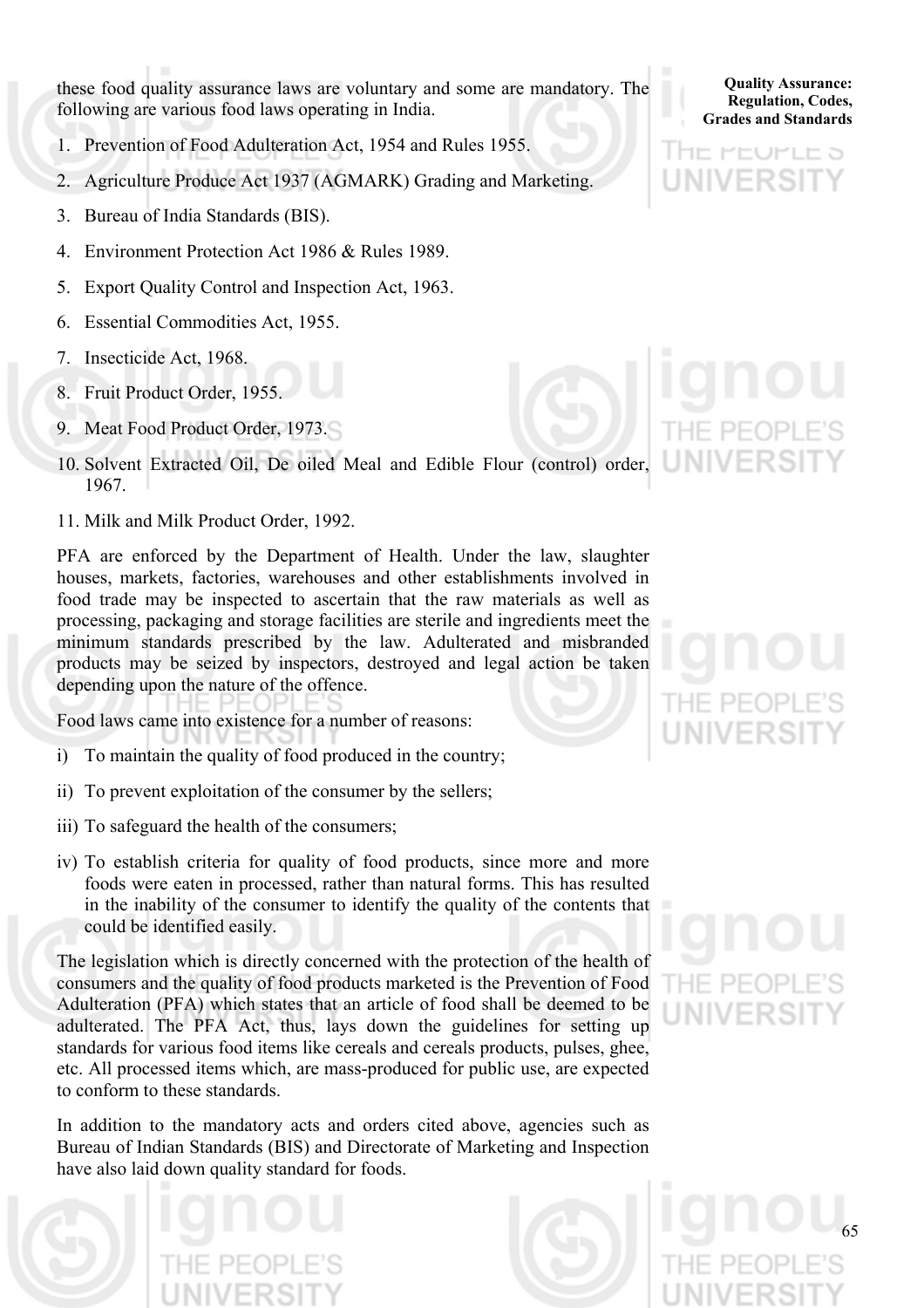these food quality assurance laws are voluntary and some are mandatory. The following are various food laws operating in India.

1. Prevention of Food Adulteration Act, 1954 and Rules 1955.
2. Agriculture Produce Act 1937 (AGMARK) Grading and Marketing.
3. Bureau of India Standards (BIS).
4. Environment Protection Act 1986 & Rules 1989.
5. Export Quality Control and Inspection Act, 1963.
6. Essential Commodities Act, 1955.
7. Insecticide Act, 1968.
8. Fruit Product Order, 1955.
9. Meat Food Product Order, 1973.
10. Solvent Extracted Oil, De oiled Meal and Edible Flour (control) order, 1967.
11. Milk and Milk Product Order, 1992.

PFA are enforced by the Department of Health. Under the law, slaughter houses, markets, factories, warehouses and other establishments involved in food trade may be inspected to ascertain that the raw materials as well as processing, packaging and storage facilities are sterile and ingredients meet the minimum standards prescribed by the law. Adulterated and misbranded products may be seized by inspectors, destroyed and legal action be taken depending upon the nature of the offence.

Food laws came into existence for a number of reasons:

i) To maintain the quality of food produced in the country;
ii) To prevent exploitation of the consumer by the sellers;
iii) To safeguard the health of the consumers;
iv) To establish criteria for quality of food products, since more and more foods were eaten in processed, rather than natural forms. This has resulted in the inability of the consumer to identify the quality of the contents that could be identified easily.

The legislation which is directly concerned with the protection of the health of consumers and the quality of food products marketed is the Prevention of Food Adulteration (PFA) which states that an article of food shall be deemed to be adulterated. The PFA Act, thus, lays down the guidelines for setting up standards for various food items like cereals and cereals products, pulses, ghee, etc. All processed items which, are mass-produced for public use, are expected to conform to these standards.

In addition to the mandatory acts and orders cited above, agencies such as Bureau of Indian Standards (BIS) and Directorate of Marketing and Inspection have also laid down quality standard for foods.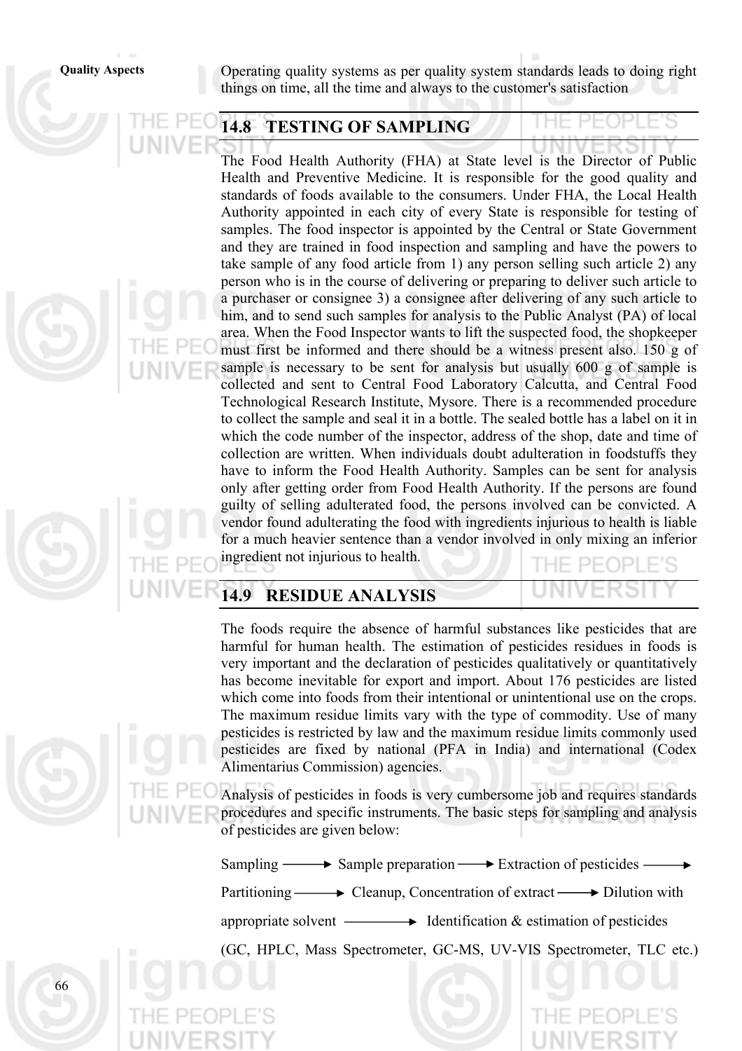Operating quality systems as per quality system standards leads to doing right things on time, all the time and always to the customer's satisfaction

## 14.8 TESTING OF SAMPLING

The Food Health Authority (FHA) at State level is the Director of Public Health and Preventive Medicine. It is responsible for the good quality and standards of foods available to the consumers. Under FHA, the Local Health Authority appointed in each city of every State is responsible for testing of samples. The food inspector is appointed by the Central or State Government and they are trained in food inspection and sampling and have the powers to take sample of any food article from 1) any person selling such article 2) any person who is in the course of delivering or preparing to deliver such article to a purchaser or consignee 3) a consignee after delivering of any such article to him, and to send such samples for analysis to the Public Analyst (PA) of local area. When the Food Inspector wants to lift the suspected food, the shopkeeper must first be informed and there should be a witness present also. 150 g of sample is necessary to be sent for analysis but usually 600 g of sample is collected and sent to Central Food Laboratory Calcutta, and Central Food Technological Research Institute, Mysore. There is a recommended procedure to collect the sample and seal it in a bottle. The sealed bottle has a label on it in which the code number of the inspector, address of the shop, date and time of collection are written. When individuals doubt adulteration in foodstuffs they have to inform the Food Health Authority. Samples can be sent for analysis only after getting order from Food Health Authority. If the persons are found guilty of selling adulterated food, the persons involved can be convicted. A vendor found adulterating the food with ingredients injurious to health is liable for a much heavier sentence than a vendor involved in only mixing an inferior ingredient not injurious to health.

## 14.9 RESIDUE ANALYSIS

The foods require the absence of harmful substances like pesticides that are harmful for human health. The estimation of pesticides residues in foods is very important and the declaration of pesticides qualitatively or quantitatively has become inevitable for export and import. About 176 pesticides are listed which come into foods from their intentional or unintentional use on the crops. The maximum residue limits vary with the type of commodity. Use of many pesticides is restricted by law and the maximum residue limits commonly used pesticides are fixed by national (PFA in India) and international (Codex Alimentarius Commission) agencies.

Analysis of pesticides in foods is very cumbersome job and requires standards procedures and specific instruments. The basic steps for sampling and analysis of pesticides are given below:

Sampling → Sample preparation → Extraction of pesticides → Partitioning → Cleanup, Concentration of extract → Dilution with appropriate solvent → Identification & estimation of pesticides (GC, HPLC, Mass Spectrometer, GC-MS, UV-VIS Spectrometer, TLC etc.)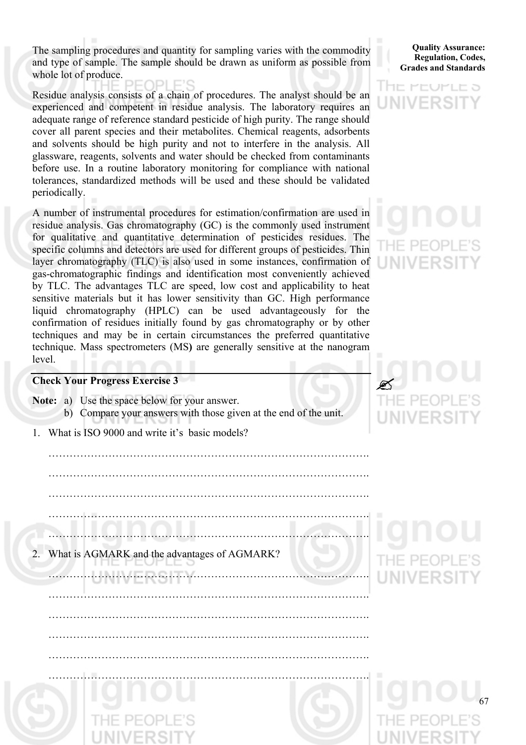The sampling procedures and quantity for sampling varies with the commodity and type of sample. The sample should be drawn as uniform as possible from whole lot of produce.

Residue analysis consists of a chain of procedures. The analyst should be an experienced and competent in residue analysis. The laboratory requires an adequate range of reference standard pesticide of high purity. The range should cover all parent species and their metabolites. Chemical reagents, adsorbents and solvents should be high purity and not to interfere in the analysis. All glassware, reagents, solvents and water should be checked from contaminants before use. In a routine laboratory monitoring for compliance with national tolerances, standardized methods will be used and these should be validated periodically.

A number of instrumental procedures for estimation/confirmation are used in residue analysis. Gas chromatography (GC) is the commonly used instrument for qualitative and quantitative determination of pesticides residues. The specific columns and detectors are used for different groups of pesticides. Thin layer chromatography (TLC) is also used in some instances, confirmation of gas-chromatographic findings and identification most conveniently achieved by TLC. The advantages TLC are speed, low cost and applicability to heat sensitive materials but it has lower sensitivity than GC. High performance liquid chromatography (HPLC) can be used advantageously for the confirmation of residues initially found by gas chromatography or by other techniques and may be in certain circumstances the preferred quantitative technique. Mass spectrometers (MS**)** are generally sensitive at the nanogram level.

---

**Check Your Progress Exercise 3**

**Note:** a) Use the space below for your answer.

b) Compare your answers with those given at the end of the unit.

1. What is ISO 9000 and write it's basic models?

…………………………………………………………………………………….

…………………………………………………………………………………….

…………………………………………………………………………………….

…………………………………………………………………………………….

…………………………………………………………………………………….

2. What is AGMARK and the advantages of AGMARK?

…………………………………………………………………………………….

…………………………………………………………………………………….

…………………………………………………………………………………….

…………………………………………………………………………………….

…………………………………………………………………………………….

…………………………………………………………………………………….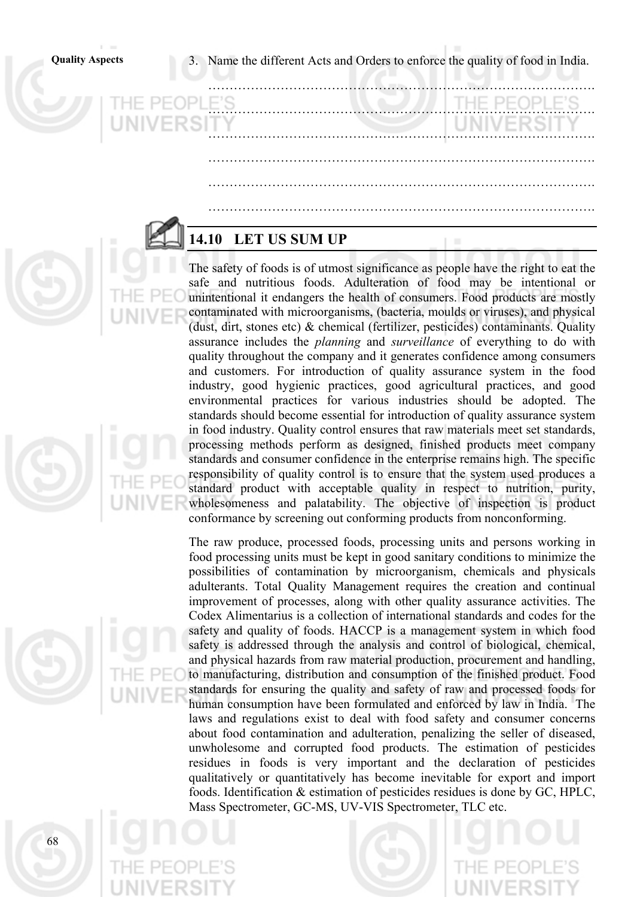3. Name the different Acts and Orders to enforce the quality of food in India.

……………………………………………………………………………….

……………………………………………………………………………….

……………………………………………………………………………….

……………………………………………………………………………….

……………………………………………………………………………….

……………………………………………………………………………….

## 14.10 LET US SUM UP

The safety of foods is of utmost significance as people have the right to eat the safe and nutritious foods. Adulteration of food may be intentional or unintentional it endangers the health of consumers. Food products are mostly contaminated with microorganisms, (bacteria, moulds or viruses), and physical (dust, dirt, stones etc) & chemical (fertilizer, pesticides) contaminants. Quality assurance includes the *planning* and *surveillance* of everything to do with quality throughout the company and it generates confidence among consumers and customers. For introduction of quality assurance system in the food industry, good hygienic practices, good agricultural practices, and good environmental practices for various industries should be adopted. The standards should become essential for introduction of quality assurance system in food industry. Quality control ensures that raw materials meet set standards, processing methods perform as designed, finished products meet company standards and consumer confidence in the enterprise remains high. The specific responsibility of quality control is to ensure that the system used produces a standard product with acceptable quality in respect to nutrition, purity, wholesomeness and palatability. The objective of inspection is product conformance by screening out conforming products from nonconforming.

The raw produce, processed foods, processing units and persons working in food processing units must be kept in good sanitary conditions to minimize the possibilities of contamination by microorganism, chemicals and physicals adulterants. Total Quality Management requires the creation and continual improvement of processes, along with other quality assurance activities. The Codex Alimentarius is a collection of international standards and codes for the safety and quality of foods. HACCP is a management system in which food safety is addressed through the analysis and control of biological, chemical, and physical hazards from raw material production, procurement and handling, to manufacturing, distribution and consumption of the finished product. Food standards for ensuring the quality and safety of raw and processed foods for human consumption have been formulated and enforced by law in India. The laws and regulations exist to deal with food safety and consumer concerns about food contamination and adulteration, penalizing the seller of diseased, unwholesome and corrupted food products. The estimation of pesticides residues in foods is very important and the declaration of pesticides qualitatively or quantitatively has become inevitable for export and import foods. Identification & estimation of pesticides residues is done by GC, HPLC, Mass Spectrometer, GC-MS, UV-VIS Spectrometer, TLC etc.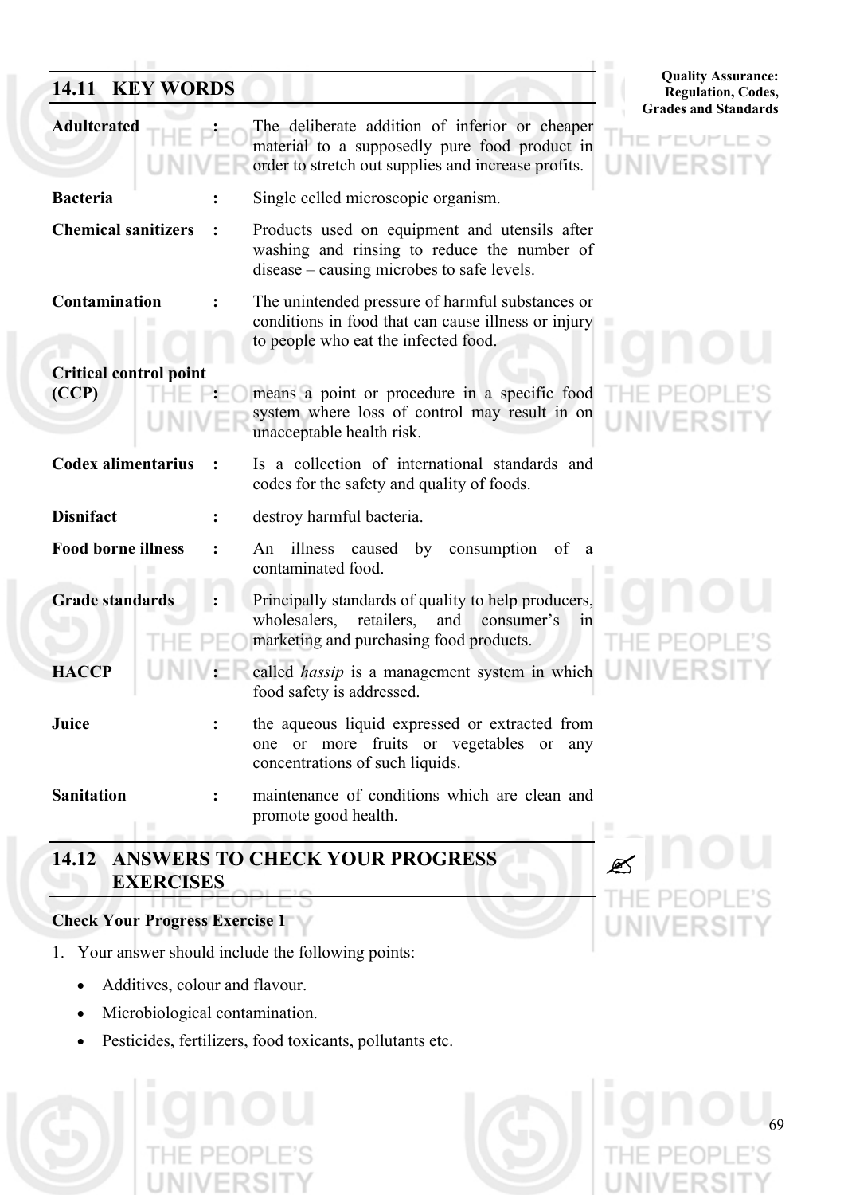## 14.11 KEY WORDS

**Adulterated** : The deliberate addition of inferior or cheaper material to a supposedly pure food product in order to stretch out supplies and increase profits.

**Bacteria** : Single celled microscopic organism.

**Chemical sanitizers** : Products used on equipment and utensils after washing and rinsing to reduce the number of disease – causing microbes to safe levels.

**Contamination** : The unintended pressure of harmful substances or conditions in food that can cause illness or injury to people who eat the infected food.

**Critical control point (CCP)** : means a point or procedure in a specific food system where loss of control may result in on unacceptable health risk.

**Codex alimentarius** : Is a collection of international standards and codes for the safety and quality of foods.

**Disnifact** : destroy harmful bacteria.

**Food borne illness** : An illness caused by consumption of a contaminated food.

**Grade standards** : Principally standards of quality to help producers, wholesalers, retailers, and consumer's in marketing and purchasing food products.

**HACCP** : called *hassip* is a management system in which food safety is addressed.

**Juice** : the aqueous liquid expressed or extracted from one or more fruits or vegetables or any concentrations of such liquids.

**Sanitation** : maintenance of conditions which are clean and promote good health.

## 14.12 ANSWERS TO CHECK YOUR PROGRESS EXERCISES

**Check Your Progress Exercise 1**

1. Your answer should include the following points:
   - Additives, colour and flavour.
   - Microbiological contamination.
   - Pesticides, fertilizers, food toxicants, pollutants etc.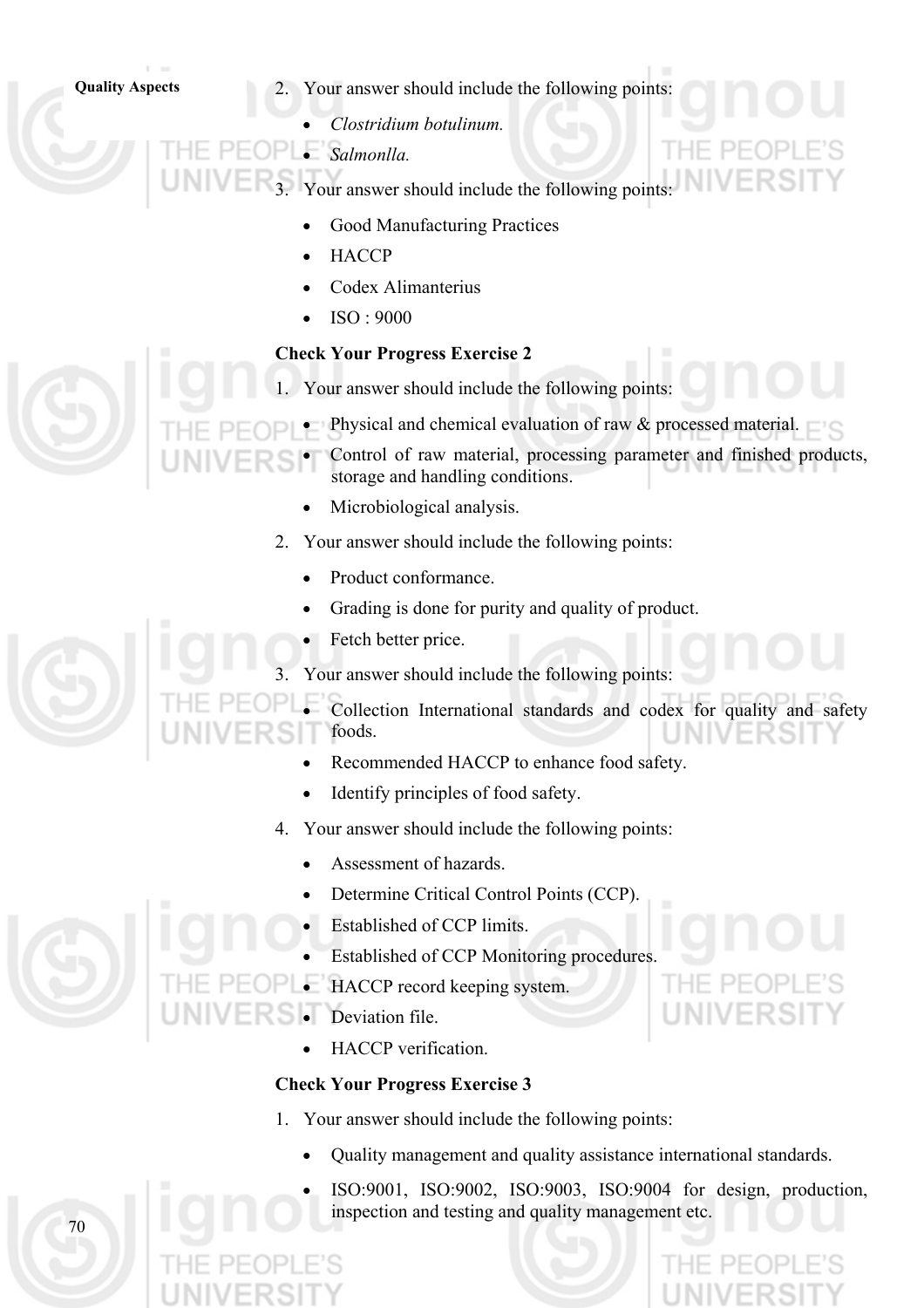2. Your answer should include the following points:
   - *Clostridium botulinum.*
   - *Salmonlla.*
3. Your answer should include the following points:
   - Good Manufacturing Practices
   - HACCP
   - Codex Alimanterius
   - ISO : 9000

**Check Your Progress Exercise 2**

1. Your answer should include the following points:
   - Physical and chemical evaluation of raw & processed material.
   - Control of raw material, processing parameter and finished products, storage and handling conditions.
   - Microbiological analysis.
2. Your answer should include the following points:
   - Product conformance.
   - Grading is done for purity and quality of product.
   - Fetch better price.
3. Your answer should include the following points:
   - Collection International standards and codex for quality and safety foods.
   - Recommended HACCP to enhance food safety.
   - Identify principles of food safety.
4. Your answer should include the following points:
   - Assessment of hazards.
   - Determine Critical Control Points (CCP).
   - Established of CCP limits.
   - Established of CCP Monitoring procedures.
   - HACCP record keeping system.
   - Deviation file.
   - HACCP verification.

**Check Your Progress Exercise 3**

1. Your answer should include the following points:
   - Quality management and quality assistance international standards.
   - ISO:9001, ISO:9002, ISO:9003, ISO:9004 for design, production, inspection and testing and quality management etc.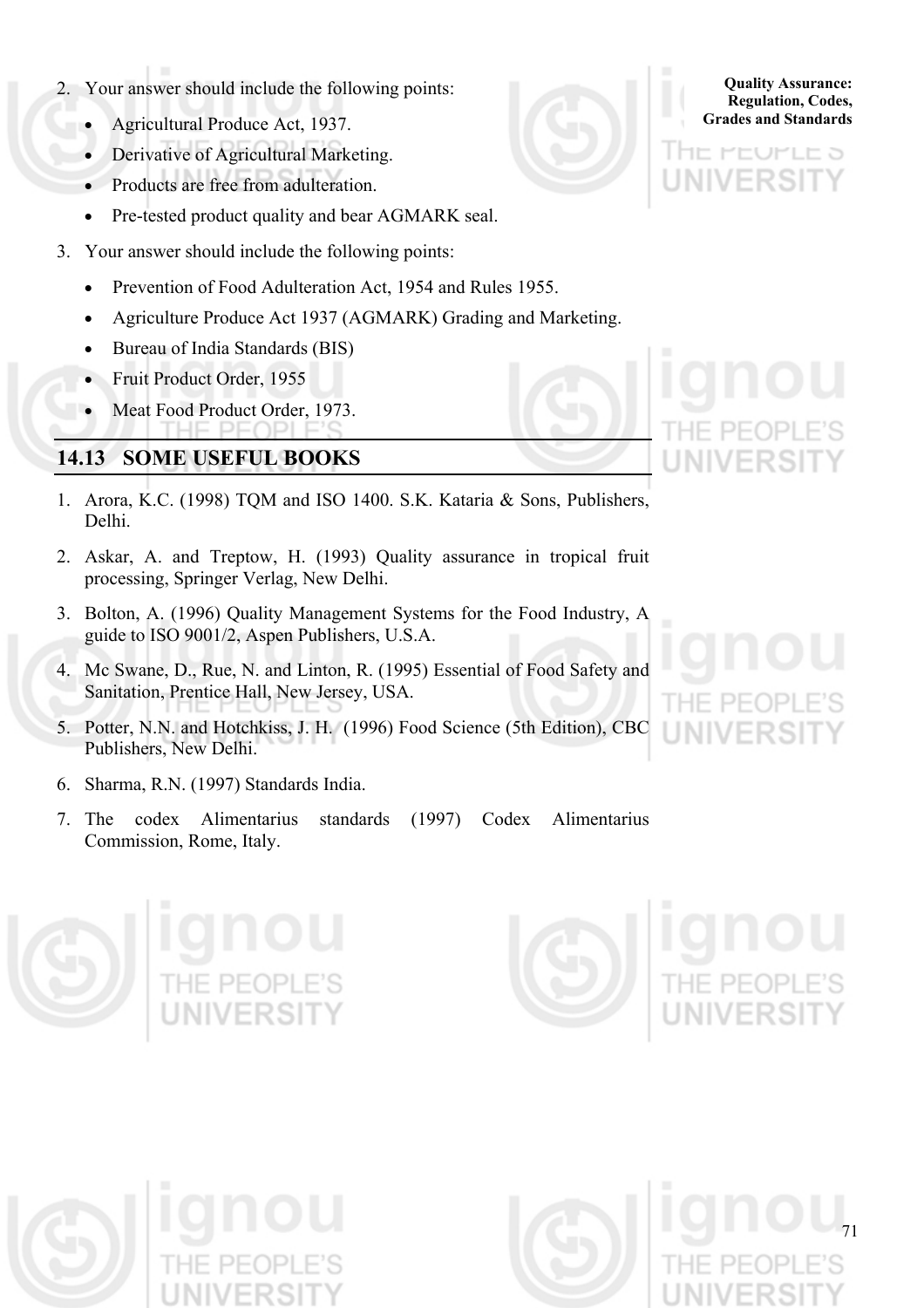2. Your answer should include the following points:
   - Agricultural Produce Act, 1937.
   - Derivative of Agricultural Marketing.
   - Products are free from adulteration.
   - Pre-tested product quality and bear AGMARK seal.

3. Your answer should include the following points:
   - Prevention of Food Adulteration Act, 1954 and Rules 1955.
   - Agriculture Produce Act 1937 (AGMARK) Grading and Marketing.
   - Bureau of India Standards (BIS)
   - Fruit Product Order, 1955
   - Meat Food Product Order, 1973.

## 14.13 SOME USEFUL BOOKS

1. Arora, K.C. (1998) TQM and ISO 1400. S.K. Kataria & Sons, Publishers, Delhi.
2. Askar, A. and Treptow, H. (1993) Quality assurance in tropical fruit processing, Springer Verlag, New Delhi.
3. Bolton, A. (1996) Quality Management Systems for the Food Industry, A guide to ISO 9001/2, Aspen Publishers, U.S.A.
4. Mc Swane, D., Rue, N. and Linton, R. (1995) Essential of Food Safety and Sanitation, Prentice Hall, New Jersey, USA.
5. Potter, N.N. and Hotchkiss, J. H. (1996) Food Science (5th Edition), CBC Publishers, New Delhi.
6. Sharma, R.N. (1997) Standards India.
7. The codex Alimentarius standards (1997) Codex Alimentarius Commission, Rome, Italy.